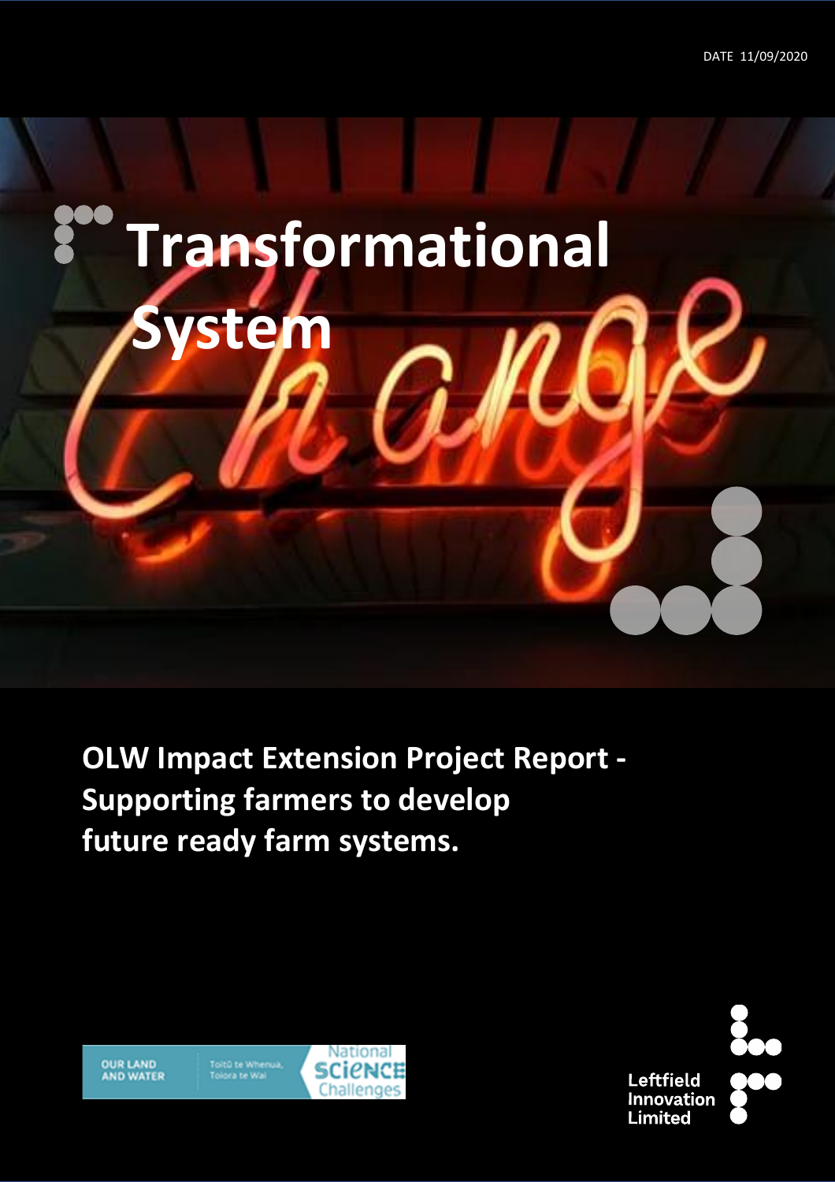DATE 11/09/2020

# Transformational System Change

## OLW Impact Extension Project Report - Supporting farmers to develop future ready farm systems.

OUR LAND AND WATER

Toitū te Whenua, Toiora te Wai

National Science Challenges

Leftfield Innovation Limited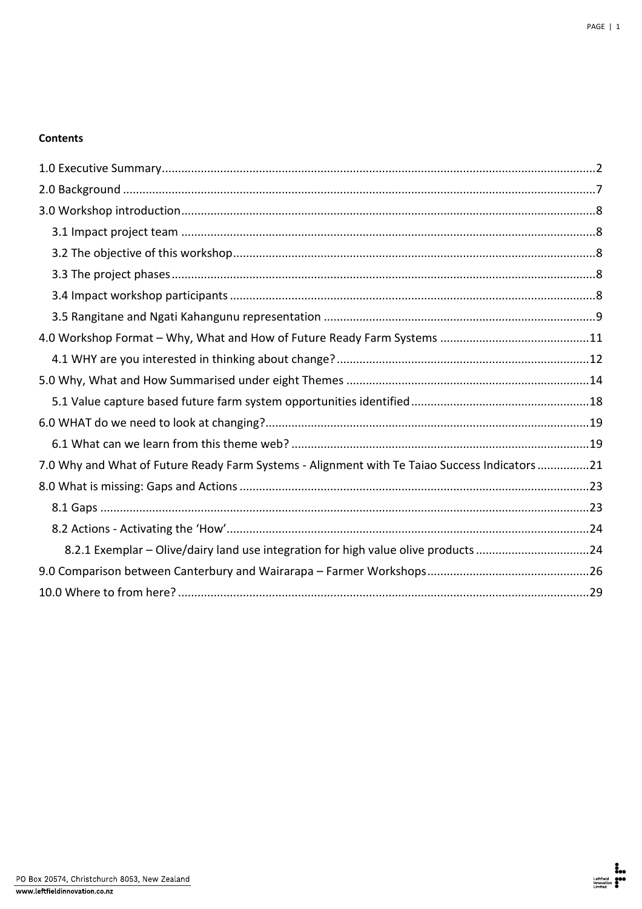**Contents**

1.0 Executive Summary....................................................................................................................................2

2.0 Background ................................................................................................................................................7

3.0 Workshop introduction..............................................................................................................................8

- 3.1 Impact project team ..............................................................................................................................8
- 3.2 The objective of this workshop..............................................................................................................8
- 3.3 The project phases.................................................................................................................................8
- 3.4 Impact workshop participants ...............................................................................................................8
- 3.5 Rangitane and Ngati Kahangunu representation ..................................................................................9

4.0 Workshop Format – Why, What and How of Future Ready Farm Systems .............................................11

- 4.1 WHY are you interested in thinking about change?.............................................................................12

5.0 Why, What and How Summarised under eight Themes ..........................................................................14

- 5.1 Value capture based future farm system opportunities identified......................................................18

6.0 WHAT do we need to look at changing?..................................................................................................19

- 6.1 What can we learn from this theme web? ...........................................................................................19

7.0 Why and What of Future Ready Farm Systems - Alignment with Te Taiao Success Indicators ................21

8.0 What is missing: Gaps and Actions ..........................................................................................................23

- 8.1 Gaps .....................................................................................................................................................23
- 8.2 Actions - Activating the 'How'..............................................................................................................24
  - 8.2.1 Exemplar – Olive/dairy land use integration for high value olive products ..................................24

9.0 Comparison between Canterbury and Wairarapa – Farmer Workshops.................................................26

10.0 Where to from here? .............................................................................................................................29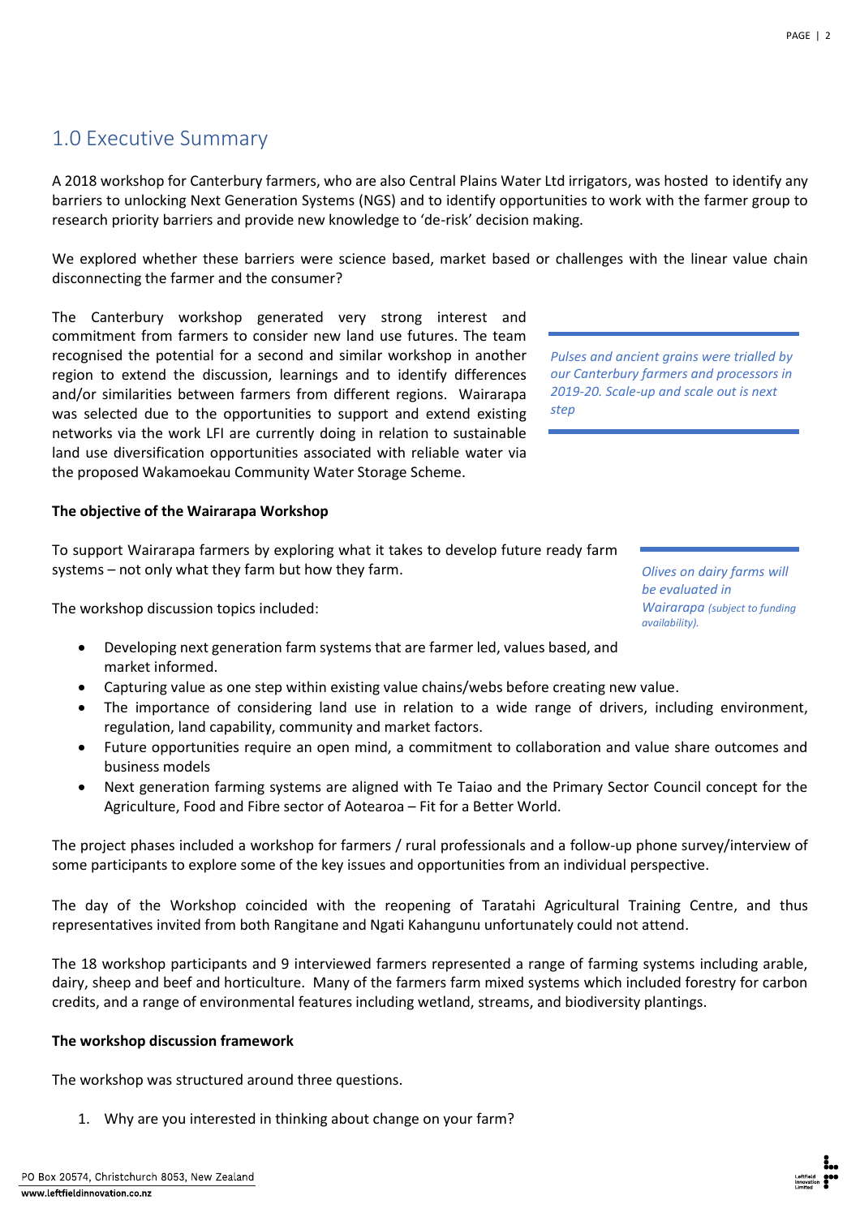## 1.0 Executive Summary

A 2018 workshop for Canterbury farmers, who are also Central Plains Water Ltd irrigators, was hosted to identify any barriers to unlocking Next Generation Systems (NGS) and to identify opportunities to work with the farmer group to research priority barriers and provide new knowledge to 'de-risk' decision making.

We explored whether these barriers were science based, market based or challenges with the linear value chain disconnecting the farmer and the consumer?

The Canterbury workshop generated very strong interest and commitment from farmers to consider new land use futures. The team recognised the potential for a second and similar workshop in another region to extend the discussion, learnings and to identify differences and/or similarities between farmers from different regions. Wairarapa was selected due to the opportunities to support and extend existing networks via the work LFI are currently doing in relation to sustainable land use diversification opportunities associated with reliable water via the proposed Wakamoekau Community Water Storage Scheme.

*Pulses and ancient grains were trialled by our Canterbury farmers and processors in 2019-20. Scale-up and scale out is next step*

**The objective of the Wairarapa Workshop**

To support Wairarapa farmers by exploring what it takes to develop future ready farm systems – not only what they farm but how they farm.

*Olives on dairy farms will be evaluated in Wairarapa (subject to funding availability).*

The workshop discussion topics included:

- Developing next generation farm systems that are farmer led, values based, and market informed.
- Capturing value as one step within existing value chains/webs before creating new value.
- The importance of considering land use in relation to a wide range of drivers, including environment, regulation, land capability, community and market factors.
- Future opportunities require an open mind, a commitment to collaboration and value share outcomes and business models
- Next generation farming systems are aligned with Te Taiao and the Primary Sector Council concept for the Agriculture, Food and Fibre sector of Aotearoa – Fit for a Better World.

The project phases included a workshop for farmers / rural professionals and a follow-up phone survey/interview of some participants to explore some of the key issues and opportunities from an individual perspective.

The day of the Workshop coincided with the reopening of Taratahi Agricultural Training Centre, and thus representatives invited from both Rangitane and Ngati Kahangunu unfortunately could not attend.

The 18 workshop participants and 9 interviewed farmers represented a range of farming systems including arable, dairy, sheep and beef and horticulture. Many of the farmers farm mixed systems which included forestry for carbon credits, and a range of environmental features including wetland, streams, and biodiversity plantings.

**The workshop discussion framework**

The workshop was structured around three questions.

1. Why are you interested in thinking about change on your farm?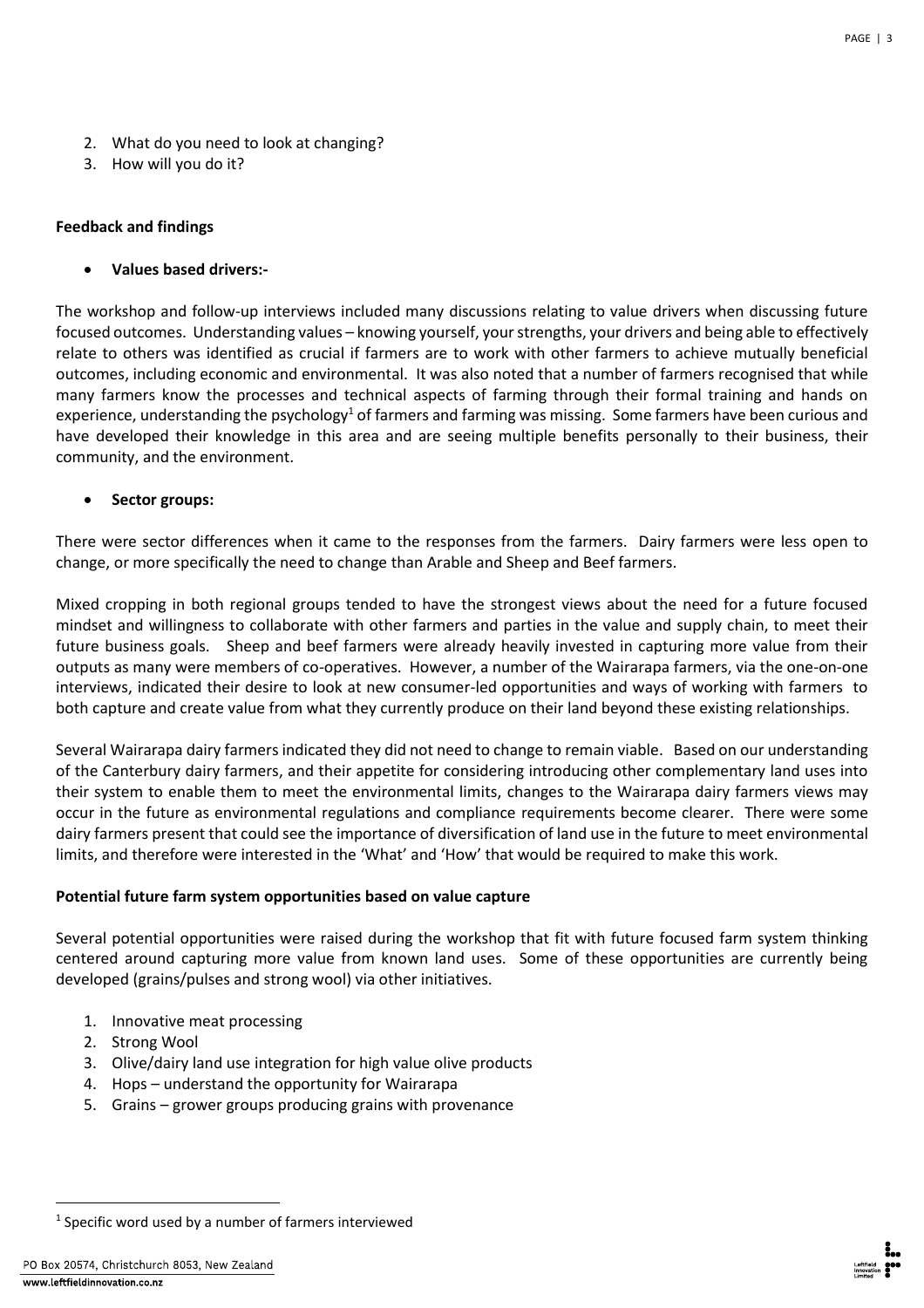2. What do you need to look at changing?
3. How will you do it?

**Feedback and findings**

- **Values based drivers:-**

The workshop and follow-up interviews included many discussions relating to value drivers when discussing future focused outcomes. Understanding values – knowing yourself, your strengths, your drivers and being able to effectively relate to others was identified as crucial if farmers are to work with other farmers to achieve mutually beneficial outcomes, including economic and environmental. It was also noted that a number of farmers recognised that while many farmers know the processes and technical aspects of farming through their formal training and hands on experience, understanding the psychology[1] of farmers and farming was missing. Some farmers have been curious and have developed their knowledge in this area and are seeing multiple benefits personally to their business, their community, and the environment.

- **Sector groups:**

There were sector differences when it came to the responses from the farmers. Dairy farmers were less open to change, or more specifically the need to change than Arable and Sheep and Beef farmers.

Mixed cropping in both regional groups tended to have the strongest views about the need for a future focused mindset and willingness to collaborate with other farmers and parties in the value and supply chain, to meet their future business goals. Sheep and beef farmers were already heavily invested in capturing more value from their outputs as many were members of co-operatives. However, a number of the Wairarapa farmers, via the one-on-one interviews, indicated their desire to look at new consumer-led opportunities and ways of working with farmers to both capture and create value from what they currently produce on their land beyond these existing relationships.

Several Wairarapa dairy farmers indicated they did not need to change to remain viable. Based on our understanding of the Canterbury dairy farmers, and their appetite for considering introducing other complementary land uses into their system to enable them to meet the environmental limits, changes to the Wairarapa dairy farmers views may occur in the future as environmental regulations and compliance requirements become clearer. There were some dairy farmers present that could see the importance of diversification of land use in the future to meet environmental limits, and therefore were interested in the 'What' and 'How' that would be required to make this work.

**Potential future farm system opportunities based on value capture**

Several potential opportunities were raised during the workshop that fit with future focused farm system thinking centered around capturing more value from known land uses. Some of these opportunities are currently being developed (grains/pulses and strong wool) via other initiatives.

1. Innovative meat processing
2. Strong Wool
3. Olive/dairy land use integration for high value olive products
4. Hops – understand the opportunity for Wairarapa
5. Grains – grower groups producing grains with provenance

[1] Specific word used by a number of farmers interviewed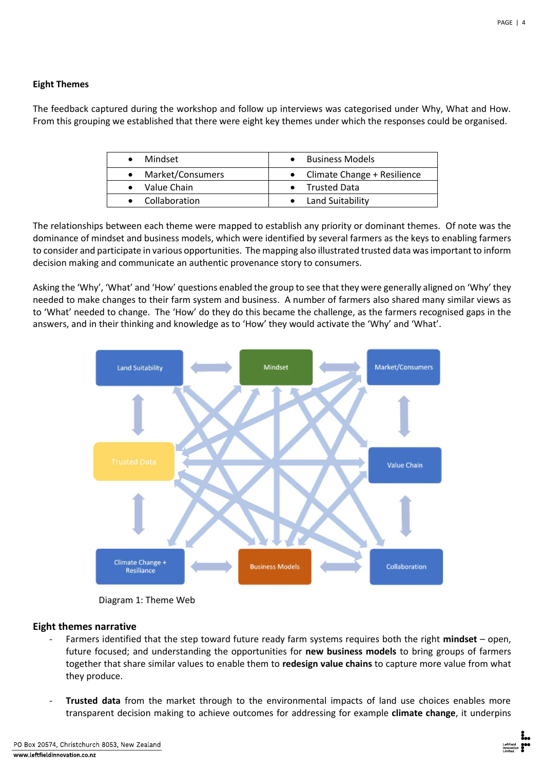### Eight Themes

The feedback captured during the workshop and follow up interviews was categorised under Why, What and How. From this grouping we established that there were eight key themes under which the responses could be organised.

| | |
|---|---|
| • Mindset | • Business Models |
| • Market/Consumers | • Climate Change + Resilience |
| • Value Chain | • Trusted Data |
| • Collaboration | • Land Suitability |

The relationships between each theme were mapped to establish any priority or dominant themes. Of note was the dominance of mindset and business models, which were identified by several farmers as the keys to enabling farmers to consider and participate in various opportunities. The mapping also illustrated trusted data was important to inform decision making and communicate an authentic provenance story to consumers.

Asking the 'Why', 'What' and 'How' questions enabled the group to see that they were generally aligned on 'Why' they needed to make changes to their farm system and business. A number of farmers also shared many similar views as to 'What' needed to change. The 'How' do they do this became the challenge, as the farmers recognised gaps in the answers, and in their thinking and knowledge as to 'How' they would activate the 'Why' and 'What'.

Land Suitability | Mindset | Market/Consumers | Trusted Data | Value Chain | Climate Change + Resiliance | Business Models | Collaboration

Diagram 1: Theme Web

### Eight themes narrative

- Farmers identified that the step toward future ready farm systems requires both the right **mindset** – open, future focused; and understanding the opportunities for **new business models** to bring groups of farmers together that share similar values to enable them to **redesign value chains** to capture more value from what they produce.

- **Trusted data** from the market through to the environmental impacts of land use choices enables more transparent decision making to achieve outcomes for addressing for example **climate change**, it underpins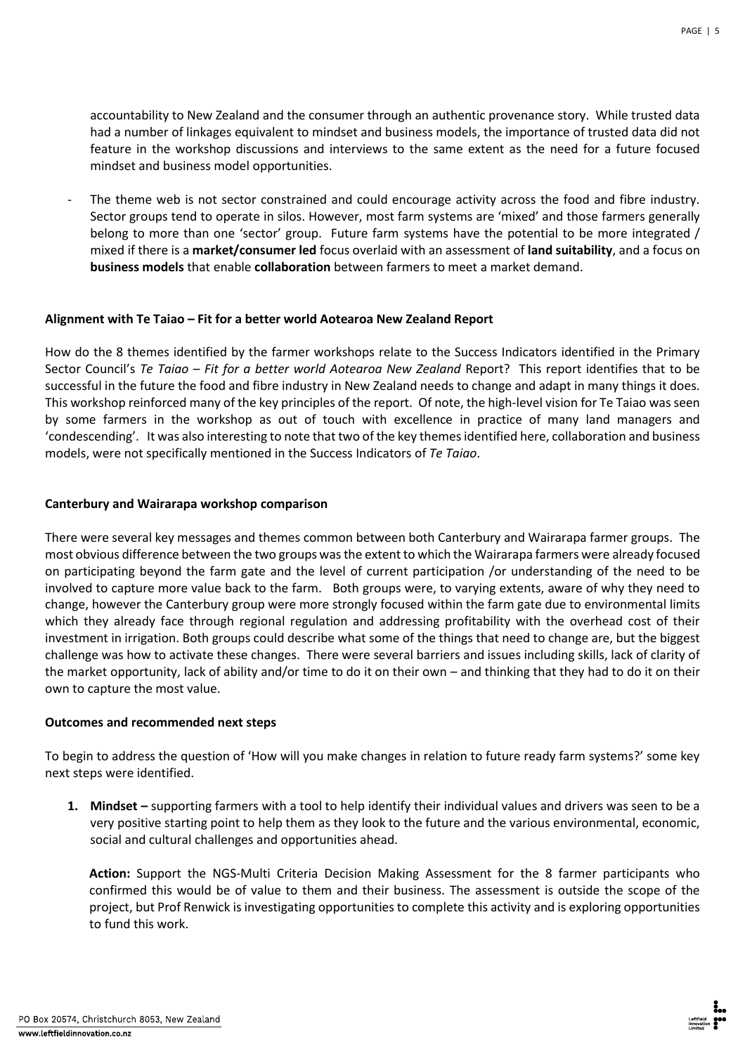accountability to New Zealand and the consumer through an authentic provenance story. While trusted data had a number of linkages equivalent to mindset and business models, the importance of trusted data did not feature in the workshop discussions and interviews to the same extent as the need for a future focused mindset and business model opportunities.

- The theme web is not sector constrained and could encourage activity across the food and fibre industry. Sector groups tend to operate in silos. However, most farm systems are 'mixed' and those farmers generally belong to more than one 'sector' group. Future farm systems have the potential to be more integrated / mixed if there is a **market/consumer led** focus overlaid with an assessment of **land suitability**, and a focus on **business models** that enable **collaboration** between farmers to meet a market demand.

**Alignment with Te Taiao – Fit for a better world Aotearoa New Zealand Report**

How do the 8 themes identified by the farmer workshops relate to the Success Indicators identified in the Primary Sector Council's *Te Taiao – Fit for a better world Aotearoa New Zealand* Report? This report identifies that to be successful in the future the food and fibre industry in New Zealand needs to change and adapt in many things it does. This workshop reinforced many of the key principles of the report. Of note, the high-level vision for Te Taiao was seen by some farmers in the workshop as out of touch with excellence in practice of many land managers and 'condescending'. It was also interesting to note that two of the key themes identified here, collaboration and business models, were not specifically mentioned in the Success Indicators of *Te Taiao*.

**Canterbury and Wairarapa workshop comparison**

There were several key messages and themes common between both Canterbury and Wairarapa farmer groups. The most obvious difference between the two groups was the extent to which the Wairarapa farmers were already focused on participating beyond the farm gate and the level of current participation /or understanding of the need to be involved to capture more value back to the farm. Both groups were, to varying extents, aware of why they need to change, however the Canterbury group were more strongly focused within the farm gate due to environmental limits which they already face through regional regulation and addressing profitability with the overhead cost of their investment in irrigation. Both groups could describe what some of the things that need to change are, but the biggest challenge was how to activate these changes. There were several barriers and issues including skills, lack of clarity of the market opportunity, lack of ability and/or time to do it on their own – and thinking that they had to do it on their own to capture the most value.

**Outcomes and recommended next steps**

To begin to address the question of 'How will you make changes in relation to future ready farm systems?' some key next steps were identified.

1. **Mindset –** supporting farmers with a tool to help identify their individual values and drivers was seen to be a very positive starting point to help them as they look to the future and the various environmental, economic, social and cultural challenges and opportunities ahead.

   **Action:** Support the NGS-Multi Criteria Decision Making Assessment for the 8 farmer participants who confirmed this would be of value to them and their business. The assessment is outside the scope of the project, but Prof Renwick is investigating opportunities to complete this activity and is exploring opportunities to fund this work.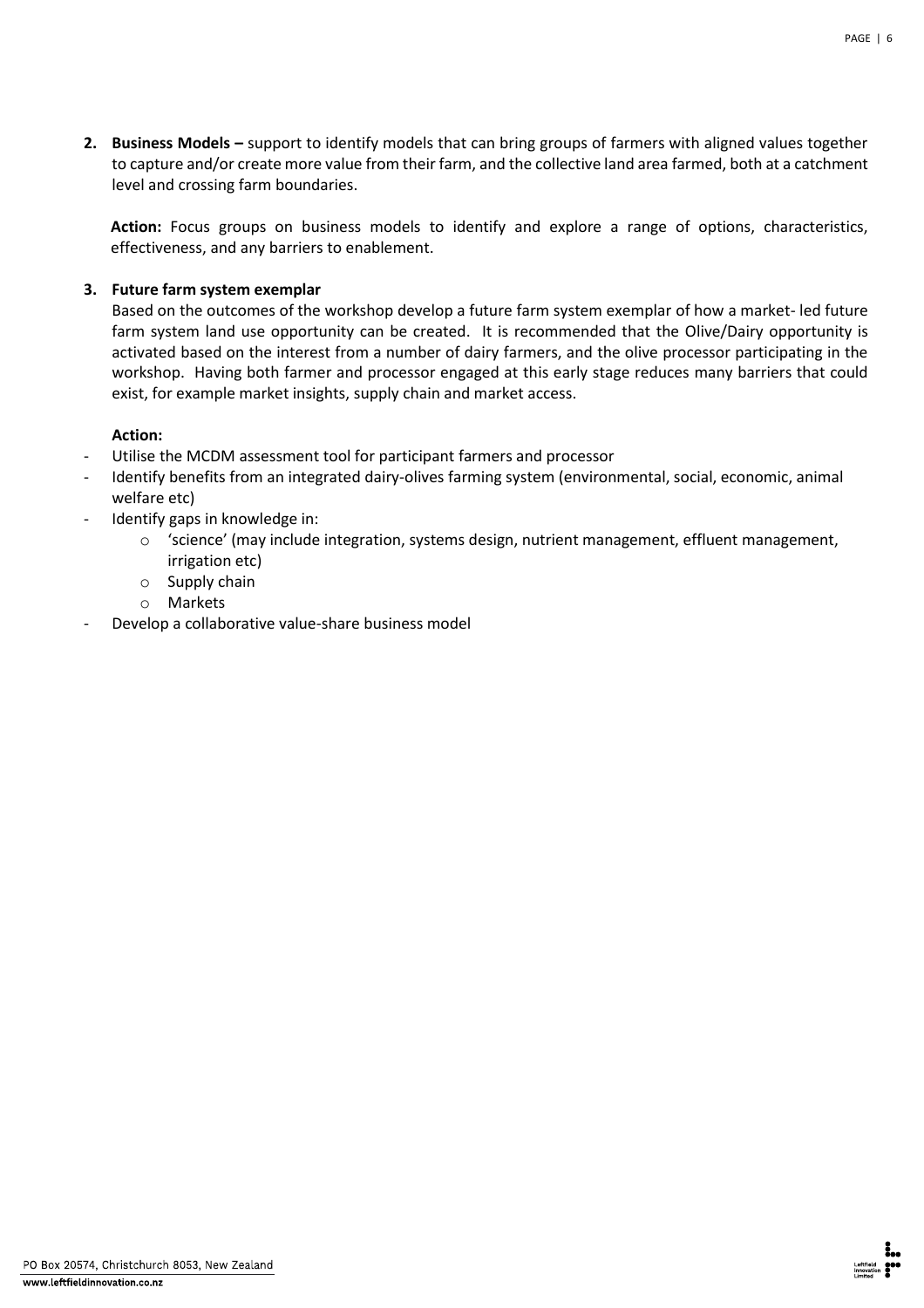2. **Business Models –** support to identify models that can bring groups of farmers with aligned values together to capture and/or create more value from their farm, and the collective land area farmed, both at a catchment level and crossing farm boundaries.

   **Action:** Focus groups on business models to identify and explore a range of options, characteristics, effectiveness, and any barriers to enablement.

3. **Future farm system exemplar**

   Based on the outcomes of the workshop develop a future farm system exemplar of how a market- led future farm system land use opportunity can be created. It is recommended that the Olive/Dairy opportunity is activated based on the interest from a number of dairy farmers, and the olive processor participating in the workshop. Having both farmer and processor engaged at this early stage reduces many barriers that could exist, for example market insights, supply chain and market access.

   **Action:**

- Utilise the MCDM assessment tool for participant farmers and processor
- Identify benefits from an integrated dairy-olives farming system (environmental, social, economic, animal welfare etc)
- Identify gaps in knowledge in:
  - 'science' (may include integration, systems design, nutrient management, effluent management, irrigation etc)
  - Supply chain
  - Markets
- Develop a collaborative value-share business model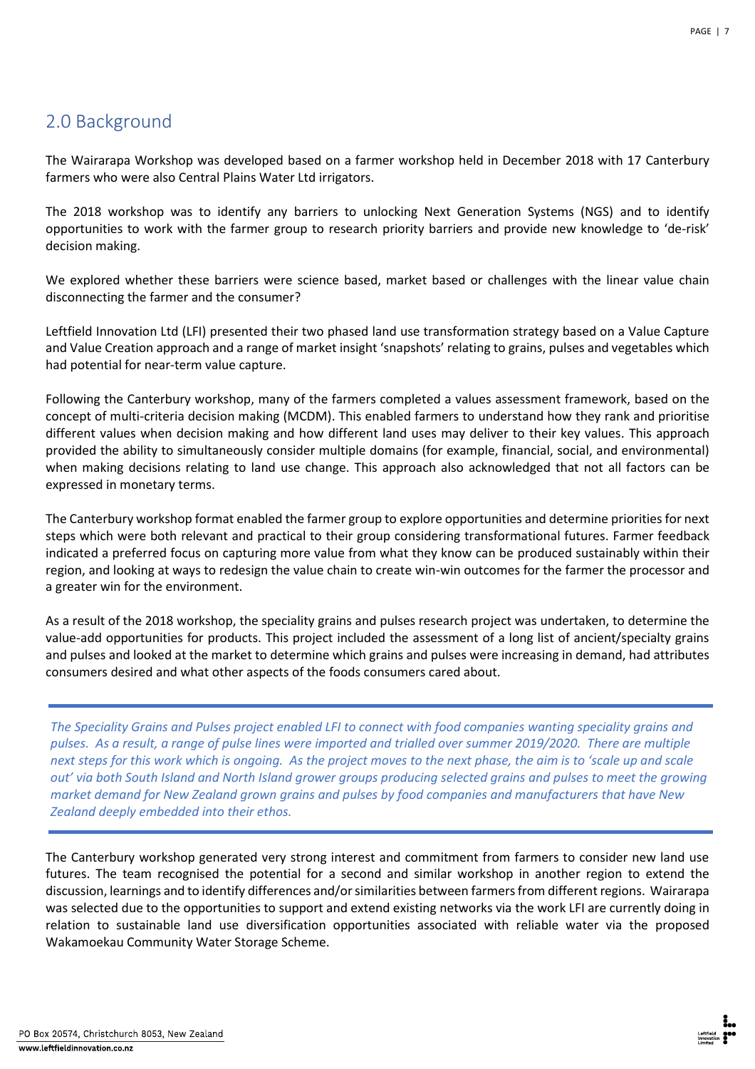## 2.0 Background

The Wairarapa Workshop was developed based on a farmer workshop held in December 2018 with 17 Canterbury farmers who were also Central Plains Water Ltd irrigators.

The 2018 workshop was to identify any barriers to unlocking Next Generation Systems (NGS) and to identify opportunities to work with the farmer group to research priority barriers and provide new knowledge to 'de-risk' decision making.

We explored whether these barriers were science based, market based or challenges with the linear value chain disconnecting the farmer and the consumer?

Leftfield Innovation Ltd (LFI) presented their two phased land use transformation strategy based on a Value Capture and Value Creation approach and a range of market insight 'snapshots' relating to grains, pulses and vegetables which had potential for near-term value capture.

Following the Canterbury workshop, many of the farmers completed a values assessment framework, based on the concept of multi-criteria decision making (MCDM). This enabled farmers to understand how they rank and prioritise different values when decision making and how different land uses may deliver to their key values. This approach provided the ability to simultaneously consider multiple domains (for example, financial, social, and environmental) when making decisions relating to land use change. This approach also acknowledged that not all factors can be expressed in monetary terms.

The Canterbury workshop format enabled the farmer group to explore opportunities and determine priorities for next steps which were both relevant and practical to their group considering transformational futures. Farmer feedback indicated a preferred focus on capturing more value from what they know can be produced sustainably within their region, and looking at ways to redesign the value chain to create win-win outcomes for the farmer the processor and a greater win for the environment.

As a result of the 2018 workshop, the speciality grains and pulses research project was undertaken, to determine the value-add opportunities for products. This project included the assessment of a long list of ancient/specialty grains and pulses and looked at the market to determine which grains and pulses were increasing in demand, had attributes consumers desired and what other aspects of the foods consumers cared about.

*The Speciality Grains and Pulses project enabled LFI to connect with food companies wanting speciality grains and pulses. As a result, a range of pulse lines were imported and trialled over summer 2019/2020. There are multiple next steps for this work which is ongoing. As the project moves to the next phase, the aim is to 'scale up and scale out' via both South Island and North Island grower groups producing selected grains and pulses to meet the growing market demand for New Zealand grown grains and pulses by food companies and manufacturers that have New Zealand deeply embedded into their ethos.*

The Canterbury workshop generated very strong interest and commitment from farmers to consider new land use futures. The team recognised the potential for a second and similar workshop in another region to extend the discussion, learnings and to identify differences and/or similarities between farmers from different regions. Wairarapa was selected due to the opportunities to support and extend existing networks via the work LFI are currently doing in relation to sustainable land use diversification opportunities associated with reliable water via the proposed Wakamoekau Community Water Storage Scheme.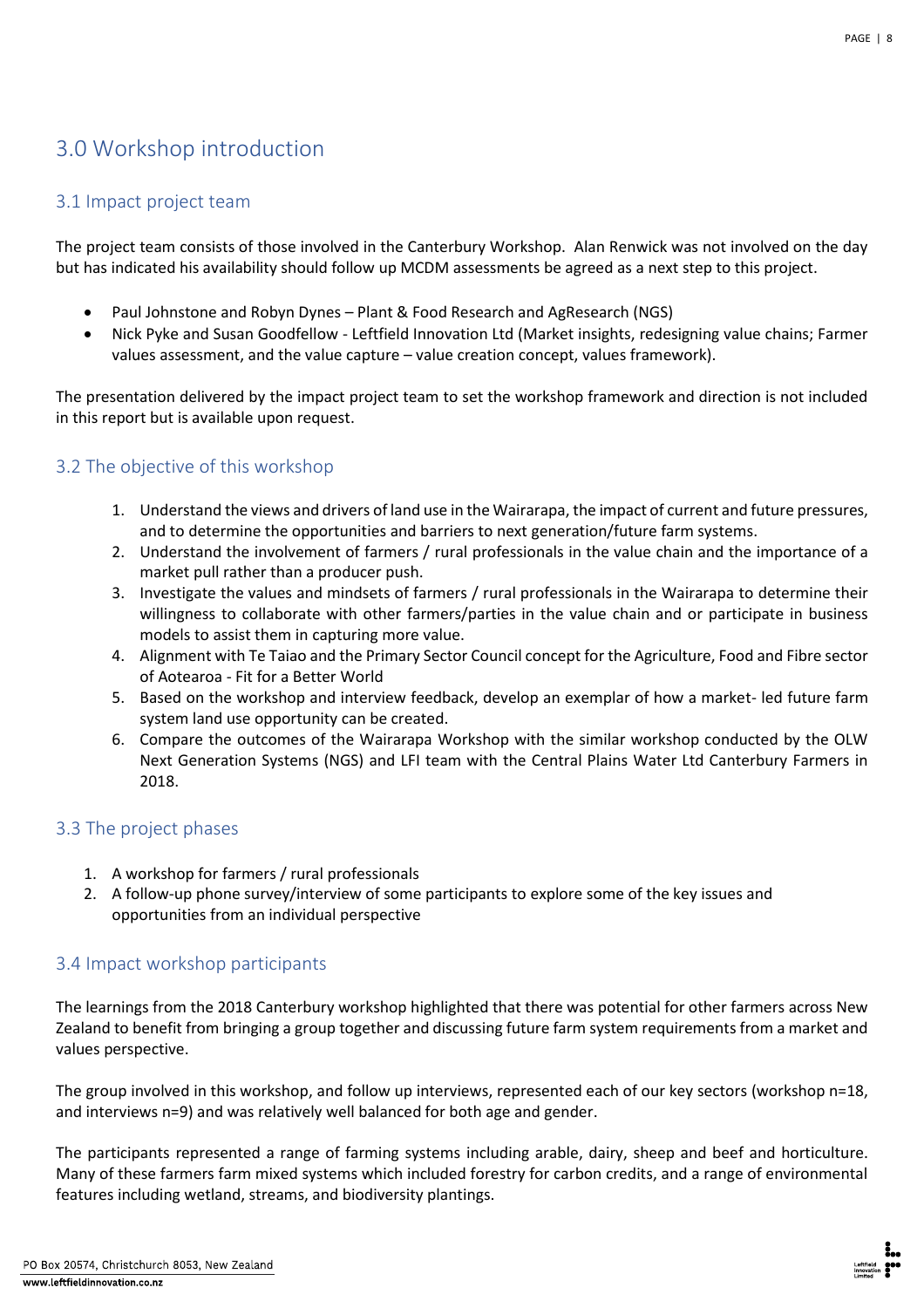# 3.0 Workshop introduction

## 3.1 Impact project team

The project team consists of those involved in the Canterbury Workshop. Alan Renwick was not involved on the day but has indicated his availability should follow up MCDM assessments be agreed as a next step to this project.

- Paul Johnstone and Robyn Dynes – Plant & Food Research and AgResearch (NGS)
- Nick Pyke and Susan Goodfellow - Leftfield Innovation Ltd (Market insights, redesigning value chains; Farmer values assessment, and the value capture – value creation concept, values framework).

The presentation delivered by the impact project team to set the workshop framework and direction is not included in this report but is available upon request.

## 3.2 The objective of this workshop

1. Understand the views and drivers of land use in the Wairarapa, the impact of current and future pressures, and to determine the opportunities and barriers to next generation/future farm systems.
2. Understand the involvement of farmers / rural professionals in the value chain and the importance of a market pull rather than a producer push.
3. Investigate the values and mindsets of farmers / rural professionals in the Wairarapa to determine their willingness to collaborate with other farmers/parties in the value chain and or participate in business models to assist them in capturing more value.
4. Alignment with Te Taiao and the Primary Sector Council concept for the Agriculture, Food and Fibre sector of Aotearoa - Fit for a Better World
5. Based on the workshop and interview feedback, develop an exemplar of how a market- led future farm system land use opportunity can be created.
6. Compare the outcomes of the Wairarapa Workshop with the similar workshop conducted by the OLW Next Generation Systems (NGS) and LFI team with the Central Plains Water Ltd Canterbury Farmers in 2018.

## 3.3 The project phases

1. A workshop for farmers / rural professionals
2. A follow-up phone survey/interview of some participants to explore some of the key issues and opportunities from an individual perspective

## 3.4 Impact workshop participants

The learnings from the 2018 Canterbury workshop highlighted that there was potential for other farmers across New Zealand to benefit from bringing a group together and discussing future farm system requirements from a market and values perspective.

The group involved in this workshop, and follow up interviews, represented each of our key sectors (workshop n=18, and interviews n=9) and was relatively well balanced for both age and gender.

The participants represented a range of farming systems including arable, dairy, sheep and beef and horticulture. Many of these farmers farm mixed systems which included forestry for carbon credits, and a range of environmental features including wetland, streams, and biodiversity plantings.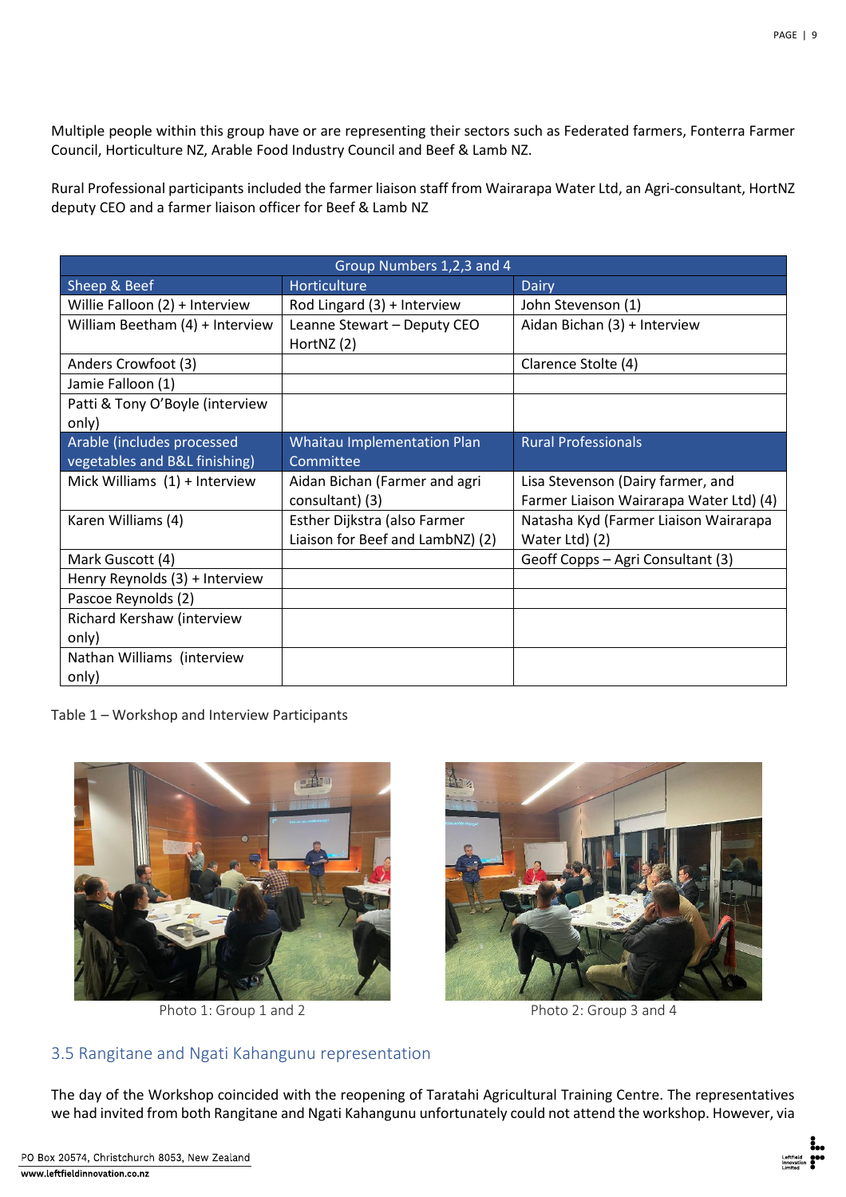Multiple people within this group have or are representing their sectors such as Federated farmers, Fonterra Farmer Council, Horticulture NZ, Arable Food Industry Council and Beef & Lamb NZ.

Rural Professional participants included the farmer liaison staff from Wairarapa Water Ltd, an Agri-consultant, HortNZ deputy CEO and a farmer liaison officer for Beef & Lamb NZ

| Group Numbers 1,2,3 and 4 | | |
|---|---|---|
| **Sheep & Beef** | **Horticulture** | **Dairy** |
| Willie Falloon (2) + Interview | Rod Lingard (3) + Interview | John Stevenson (1) |
| William Beetham (4) + Interview | Leanne Stewart – Deputy CEO HortNZ (2) | Aidan Bichan (3) + Interview |
| Anders Crowfoot (3) | | Clarence Stolte (4) |
| Jamie Falloon (1) | | |
| Patti & Tony O'Boyle (interview only) | | |
| **Arable (includes processed vegetables and B&L finishing)** | **Whaitau Implementation Plan Committee** | **Rural Professionals** |
| Mick Williams (1) + Interview | Aidan Bichan (Farmer and agri consultant) (3) | Lisa Stevenson (Dairy farmer, and Farmer Liaison Wairarapa Water Ltd) (4) |
| Karen Williams (4) | Esther Dijkstra (also Farmer Liaison for Beef and LambNZ) (2) | Natasha Kyd (Farmer Liaison Wairarapa Water Ltd) (2) |
| Mark Guscott (4) | | Geoff Copps – Agri Consultant (3) |
| Henry Reynolds (3) + Interview | | |
| Pascoe Reynolds (2) | | |
| Richard Kershaw (interview only) | | |
| Nathan Williams (interview only) | | |

Table 1 – Workshop and Interview Participants

Photo 1: Group 1 and 2

Photo 2: Group 3 and 4

## 3.5 Rangitane and Ngati Kahangunu representation

The day of the Workshop coincided with the reopening of Taratahi Agricultural Training Centre. The representatives we had invited from both Rangitane and Ngati Kahangunu unfortunately could not attend the workshop. However, via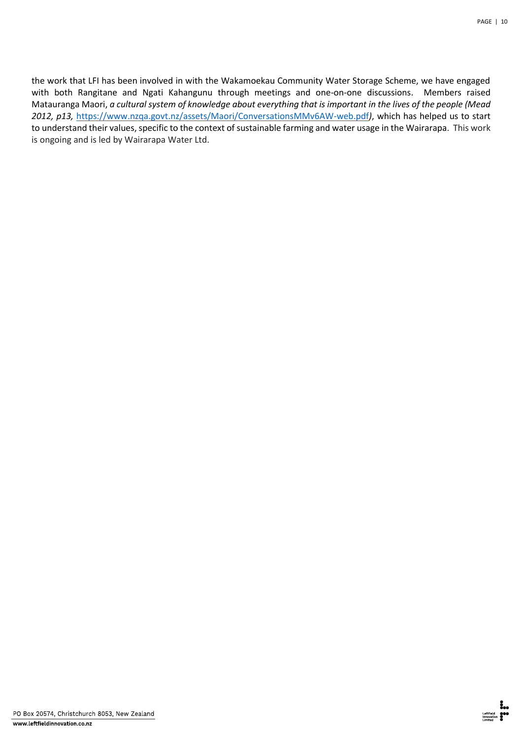the work that LFI has been involved in with the Wakamoekau Community Water Storage Scheme, we have engaged with both Rangitane and Ngati Kahangunu through meetings and one-on-one discussions. Members raised Matauranga Maori, *a cultural system of knowledge about everything that is important in the lives of the people (Mead 2012, p13,* https://www.nzqa.govt.nz/assets/Maori/ConversationsMMv6AW-web.pdf*)*, which has helped us to start to understand their values, specific to the context of sustainable farming and water usage in the Wairarapa. This work is ongoing and is led by Wairarapa Water Ltd.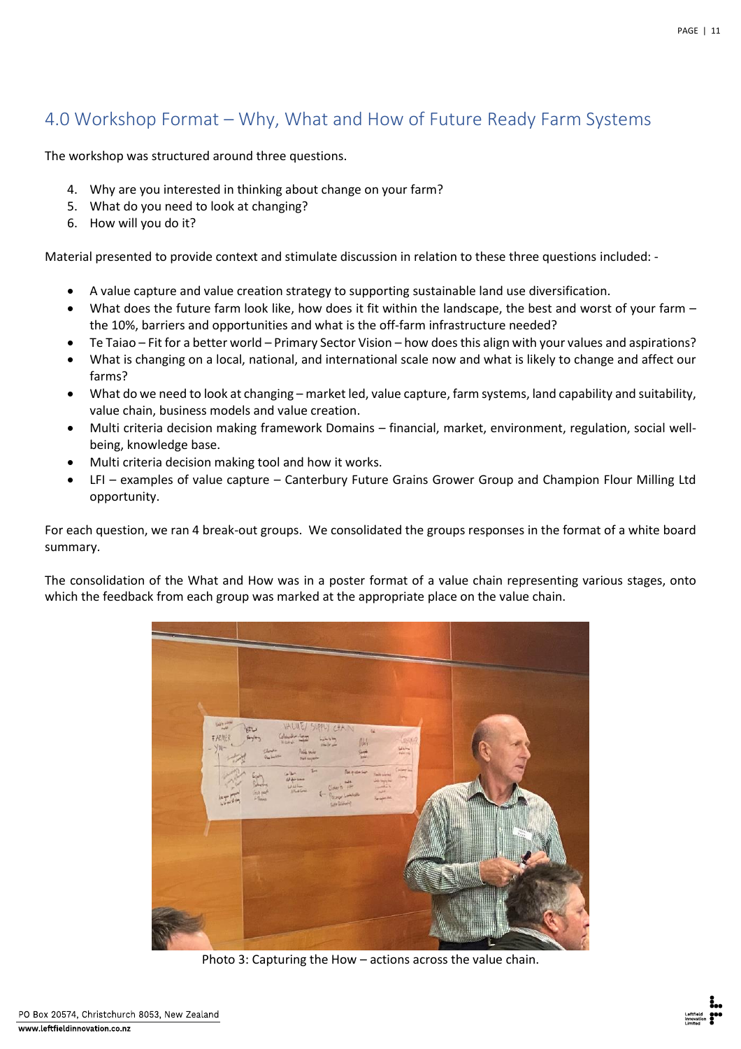## 4.0 Workshop Format – Why, What and How of Future Ready Farm Systems

The workshop was structured around three questions.

4. Why are you interested in thinking about change on your farm?
5. What do you need to look at changing?
6. How will you do it?

Material presented to provide context and stimulate discussion in relation to these three questions included: -

- A value capture and value creation strategy to supporting sustainable land use diversification.
- What does the future farm look like, how does it fit within the landscape, the best and worst of your farm – the 10%, barriers and opportunities and what is the off-farm infrastructure needed?
- Te Taiao – Fit for a better world – Primary Sector Vision – how does this align with your values and aspirations?
- What is changing on a local, national, and international scale now and what is likely to change and affect our farms?
- What do we need to look at changing – market led, value capture, farm systems, land capability and suitability, value chain, business models and value creation.
- Multi criteria decision making framework Domains – financial, market, environment, regulation, social well-being, knowledge base.
- Multi criteria decision making tool and how it works.
- LFI – examples of value capture – Canterbury Future Grains Grower Group and Champion Flour Milling Ltd opportunity.

For each question, we ran 4 break-out groups. We consolidated the groups responses in the format of a white board summary.

The consolidation of the What and How was in a poster format of a value chain representing various stages, onto which the feedback from each group was marked at the appropriate place on the value chain.

Photo 3: Capturing the How – actions across the value chain.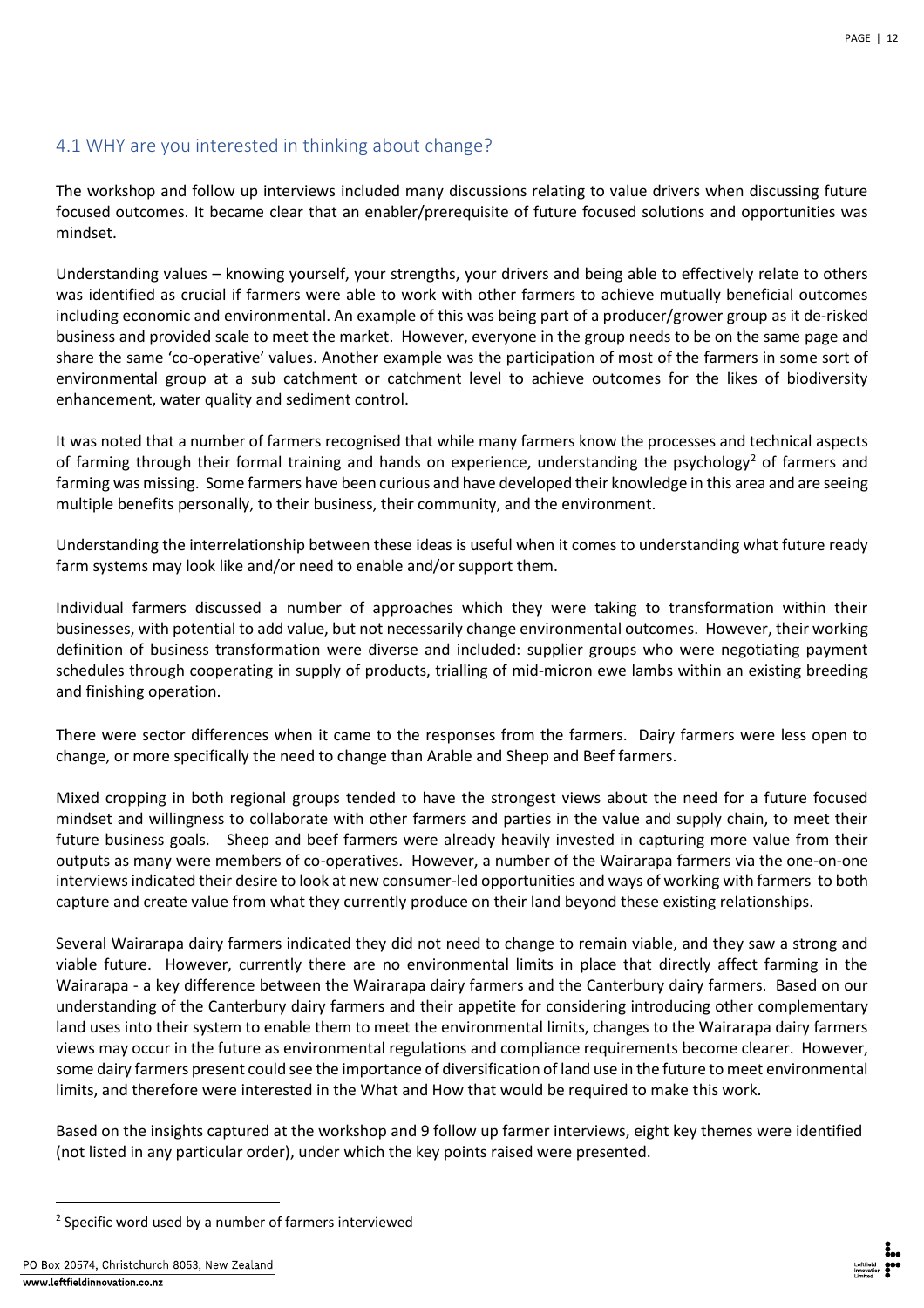## 4.1 WHY are you interested in thinking about change?

The workshop and follow up interviews included many discussions relating to value drivers when discussing future focused outcomes. It became clear that an enabler/prerequisite of future focused solutions and opportunities was mindset.

Understanding values – knowing yourself, your strengths, your drivers and being able to effectively relate to others was identified as crucial if farmers were able to work with other farmers to achieve mutually beneficial outcomes including economic and environmental. An example of this was being part of a producer/grower group as it de-risked business and provided scale to meet the market. However, everyone in the group needs to be on the same page and share the same 'co-operative' values. Another example was the participation of most of the farmers in some sort of environmental group at a sub catchment or catchment level to achieve outcomes for the likes of biodiversity enhancement, water quality and sediment control.

It was noted that a number of farmers recognised that while many farmers know the processes and technical aspects of farming through their formal training and hands on experience, understanding the psychology[2] of farmers and farming was missing. Some farmers have been curious and have developed their knowledge in this area and are seeing multiple benefits personally, to their business, their community, and the environment.

Understanding the interrelationship between these ideas is useful when it comes to understanding what future ready farm systems may look like and/or need to enable and/or support them.

Individual farmers discussed a number of approaches which they were taking to transformation within their businesses, with potential to add value, but not necessarily change environmental outcomes. However, their working definition of business transformation were diverse and included: supplier groups who were negotiating payment schedules through cooperating in supply of products, trialling of mid-micron ewe lambs within an existing breeding and finishing operation.

There were sector differences when it came to the responses from the farmers. Dairy farmers were less open to change, or more specifically the need to change than Arable and Sheep and Beef farmers.

Mixed cropping in both regional groups tended to have the strongest views about the need for a future focused mindset and willingness to collaborate with other farmers and parties in the value and supply chain, to meet their future business goals. Sheep and beef farmers were already heavily invested in capturing more value from their outputs as many were members of co-operatives. However, a number of the Wairarapa farmers via the one-on-one interviews indicated their desire to look at new consumer-led opportunities and ways of working with farmers to both capture and create value from what they currently produce on their land beyond these existing relationships.

Several Wairarapa dairy farmers indicated they did not need to change to remain viable, and they saw a strong and viable future. However, currently there are no environmental limits in place that directly affect farming in the Wairarapa - a key difference between the Wairarapa dairy farmers and the Canterbury dairy farmers. Based on our understanding of the Canterbury dairy farmers and their appetite for considering introducing other complementary land uses into their system to enable them to meet the environmental limits, changes to the Wairarapa dairy farmers views may occur in the future as environmental regulations and compliance requirements become clearer. However, some dairy farmers present could see the importance of diversification of land use in the future to meet environmental limits, and therefore were interested in the What and How that would be required to make this work.

Based on the insights captured at the workshop and 9 follow up farmer interviews, eight key themes were identified (not listed in any particular order), under which the key points raised were presented.

[2] Specific word used by a number of farmers interviewed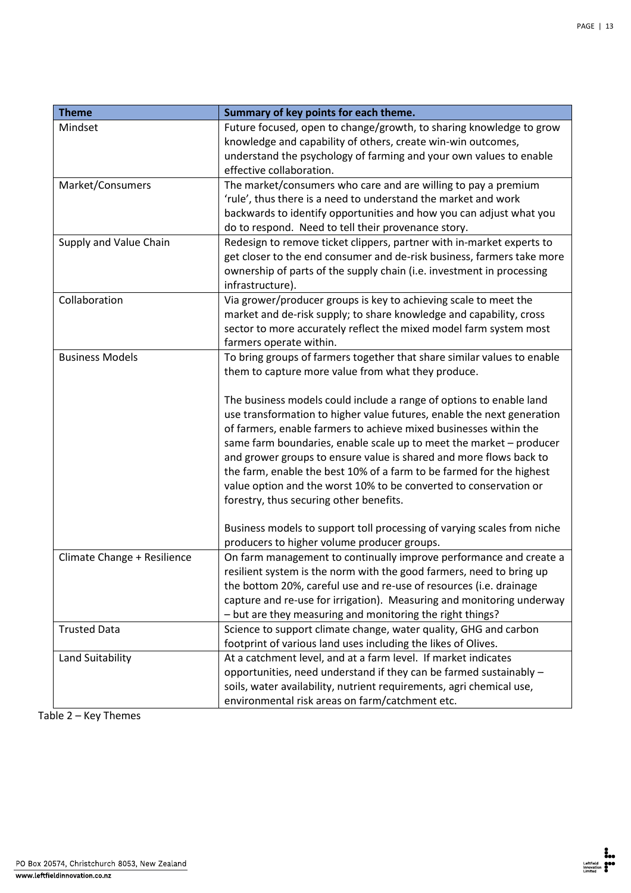| Theme | Summary of key points for each theme. |
|---|---|
| Mindset | Future focused, open to change/growth, to sharing knowledge to grow knowledge and capability of others, create win-win outcomes, understand the psychology of farming and your own values to enable effective collaboration. |
| Market/Consumers | The market/consumers who care and are willing to pay a premium 'rule', thus there is a need to understand the market and work backwards to identify opportunities and how you can adjust what you do to respond. Need to tell their provenance story. |
| Supply and Value Chain | Redesign to remove ticket clippers, partner with in-market experts to get closer to the end consumer and de-risk business, farmers take more ownership of parts of the supply chain (i.e. investment in processing infrastructure). |
| Collaboration | Via grower/producer groups is key to achieving scale to meet the market and de-risk supply; to share knowledge and capability, cross sector to more accurately reflect the mixed model farm system most farmers operate within. |
| Business Models | To bring groups of farmers together that share similar values to enable them to capture more value from what they produce.<br><br>The business models could include a range of options to enable land use transformation to higher value futures, enable the next generation of farmers, enable farmers to achieve mixed businesses within the same farm boundaries, enable scale up to meet the market – producer and grower groups to ensure value is shared and more flows back to the farm, enable the best 10% of a farm to be farmed for the highest value option and the worst 10% to be converted to conservation or forestry, thus securing other benefits.<br><br>Business models to support toll processing of varying scales from niche producers to higher volume producer groups. |
| Climate Change + Resilience | On farm management to continually improve performance and create a resilient system is the norm with the good farmers, need to bring up the bottom 20%, careful use and re-use of resources (i.e. drainage capture and re-use for irrigation). Measuring and monitoring underway – but are they measuring and monitoring the right things? |
| Trusted Data | Science to support climate change, water quality, GHG and carbon footprint of various land uses including the likes of Olives. |
| Land Suitability | At a catchment level, and at a farm level. If market indicates opportunities, need understand if they can be farmed sustainably – soils, water availability, nutrient requirements, agri chemical use, environmental risk areas on farm/catchment etc. |

Table 2 – Key Themes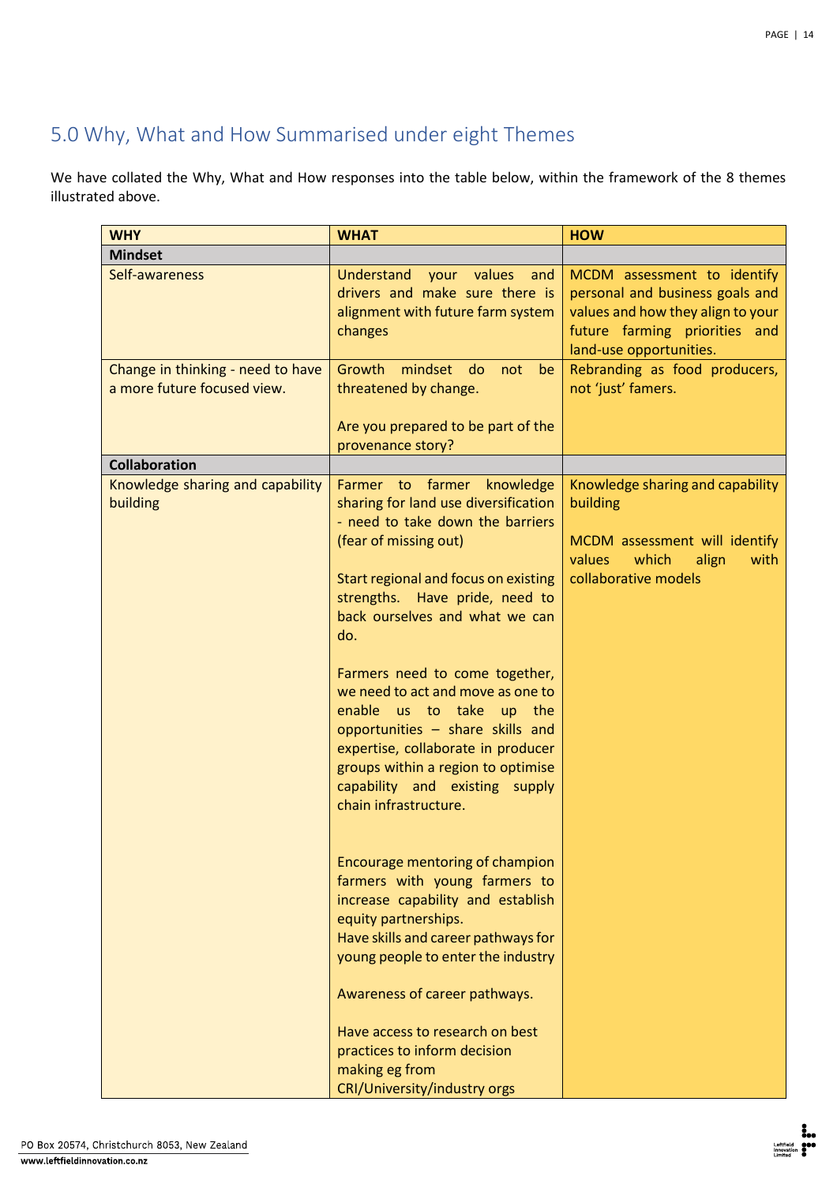## 5.0 Why, What and How Summarised under eight Themes

We have collated the Why, What and How responses into the table below, within the framework of the 8 themes illustrated above.

| WHY | WHAT | HOW |
|---|---|---|
| **Mindset** | | |
| Self-awareness | Understand your values and drivers and make sure there is alignment with future farm system changes | MCDM assessment to identify personal and business goals and values and how they align to your future farming priorities and land-use opportunities. |
| Change in thinking - need to have a more future focused view. | Growth mindset do not be threatened by change.<br><br>Are you prepared to be part of the provenance story? | Rebranding as food producers, not 'just' famers. |
| **Collaboration** | | |
| Knowledge sharing and capability building | Farmer to farmer knowledge sharing for land use diversification - need to take down the barriers (fear of missing out)<br><br>Start regional and focus on existing strengths. Have pride, need to back ourselves and what we can do.<br><br>Farmers need to come together, we need to act and move as one to enable us to take up the opportunities – share skills and expertise, collaborate in producer groups within a region to optimise capability and existing supply chain infrastructure.<br><br>Encourage mentoring of champion farmers with young farmers to increase capability and establish equity partnerships.<br>Have skills and career pathways for young people to enter the industry<br><br>Awareness of career pathways.<br><br>Have access to research on best practices to inform decision making eg from CRI/University/industry orgs | Knowledge sharing and capability building<br><br>MCDM assessment will identify values which align with collaborative models |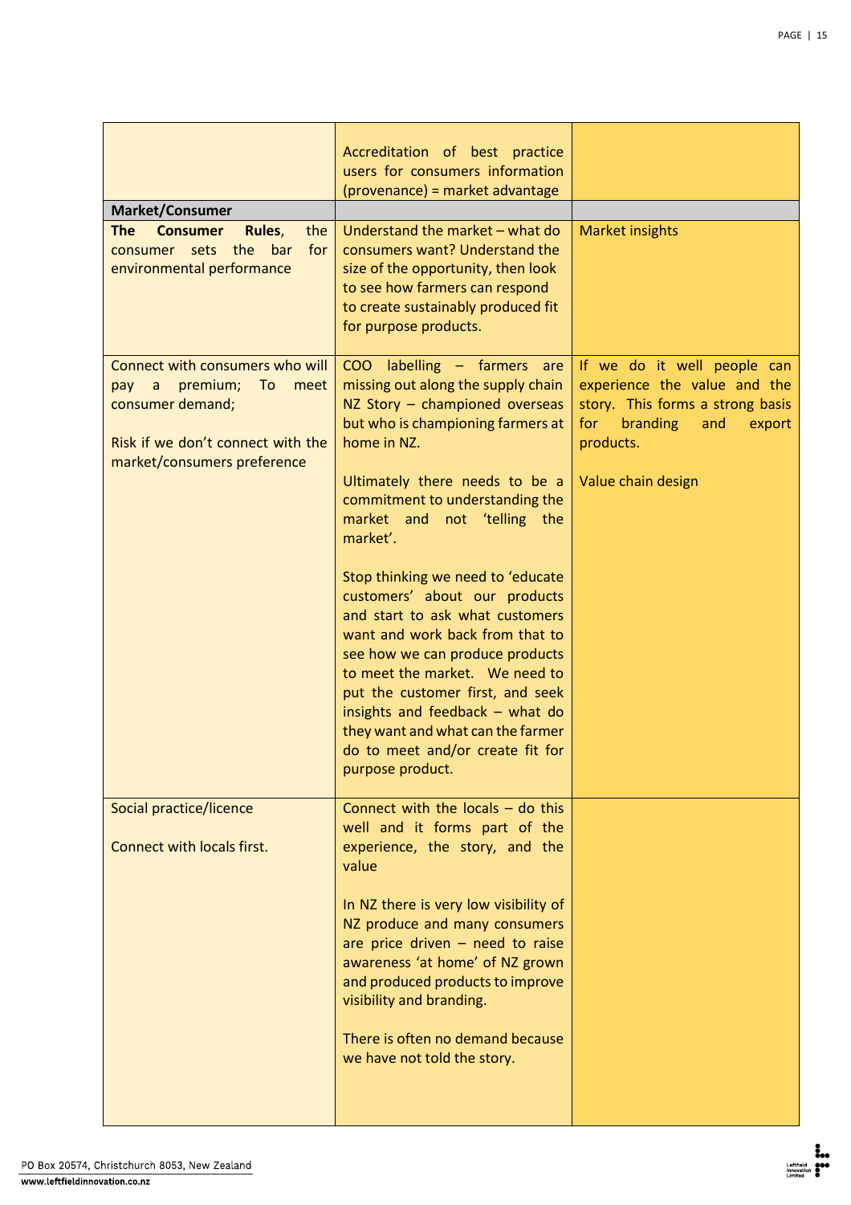| | | |
|---|---|---|
| | Accreditation of best practice users for consumers information (provenance) = market advantage | |
| **Market/Consumer** | | |
| **The Consumer Rules**, the consumer sets the bar for environmental performance | Understand the market – what do consumers want? Understand the size of the opportunity, then look to see how farmers can respond to create sustainably produced fit for purpose products. | Market insights |
| Connect with consumers who will pay a premium; To meet consumer demand;<br><br>Risk if we don't connect with the market/consumers preference | COO labelling – farmers are missing out along the supply chain NZ Story – championed overseas but who is championing farmers at home in NZ.<br><br>Ultimately there needs to be a commitment to understanding the market and not 'telling the market'.<br><br>Stop thinking we need to 'educate customers' about our products and start to ask what customers want and work back from that to see how we can produce products to meet the market. We need to put the customer first, and seek insights and feedback – what do they want and what can the farmer do to meet and/or create fit for purpose product. | If we do it well people can experience the value and the story. This forms a strong basis for branding and export products.<br><br>Value chain design |
| Social practice/licence<br><br>Connect with locals first. | Connect with the locals – do this well and it forms part of the experience, the story, and the value<br><br>In NZ there is very low visibility of NZ produce and many consumers are price driven – need to raise awareness 'at home' of NZ grown and produced products to improve visibility and branding.<br><br>There is often no demand because we have not told the story. | |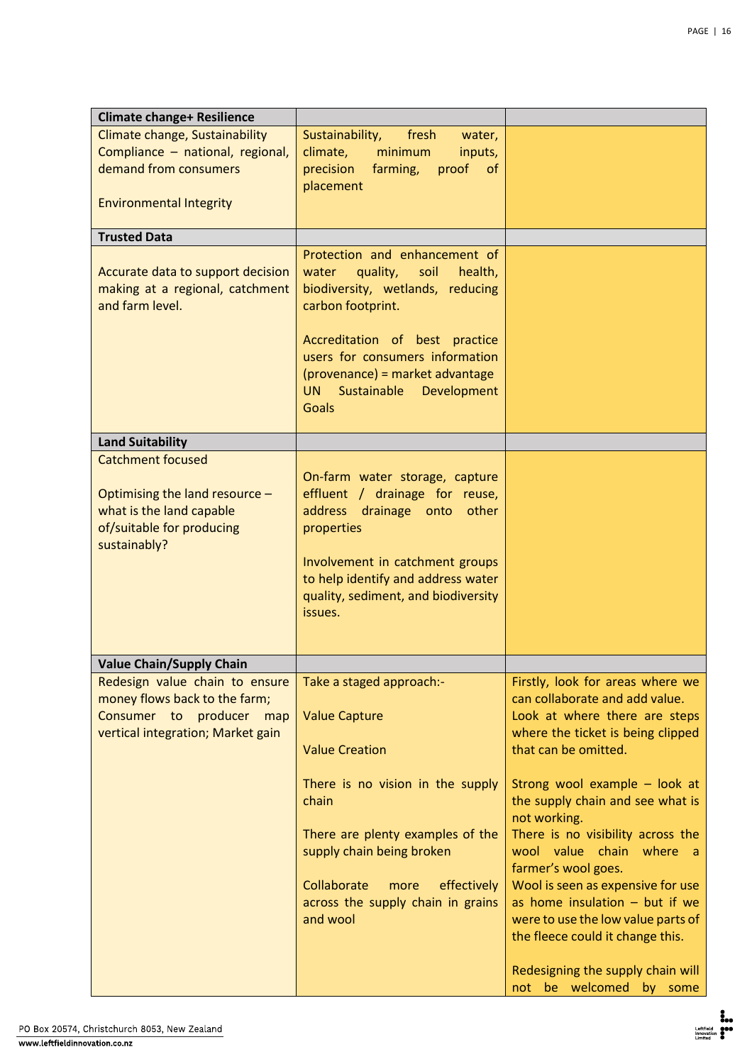| Climate change+ Resilience | | |
|---|---|---|
| Climate change, Sustainability Compliance – national, regional, demand from consumers<br><br>Environmental Integrity | Sustainability, fresh water, climate, minimum inputs, precision farming, proof of placement | |
| **Trusted Data** | | |
| Accurate data to support decision making at a regional, catchment and farm level. | Protection and enhancement of water quality, soil health, biodiversity, wetlands, reducing carbon footprint.<br><br>Accreditation of best practice users for consumers information (provenance) = market advantage UN Sustainable Development Goals | |
| **Land Suitability** | | |
| Catchment focused<br><br>Optimising the land resource – what is the land capable of/suitable for producing sustainably? | On-farm water storage, capture effluent / drainage for reuse, address drainage onto other properties<br><br>Involvement in catchment groups to help identify and address water quality, sediment, and biodiversity issues. | |
| **Value Chain/Supply Chain** | | |
| Redesign value chain to ensure money flows back to the farm; Consumer to producer map vertical integration; Market gain | Take a staged approach:-<br><br>Value Capture<br><br>Value Creation<br><br>There is no vision in the supply chain<br><br>There are plenty examples of the supply chain being broken<br><br>Collaborate more effectively across the supply chain in grains and wool | Firstly, look for areas where we can collaborate and add value. Look at where there are steps where the ticket is being clipped that can be omitted.<br><br>Strong wool example – look at the supply chain and see what is not working.<br>There is no visibility across the wool value chain where a farmer's wool goes.<br>Wool is seen as expensive for use as home insulation – but if we were to use the low value parts of the fleece could it change this.<br><br>Redesigning the supply chain will not be welcomed by some |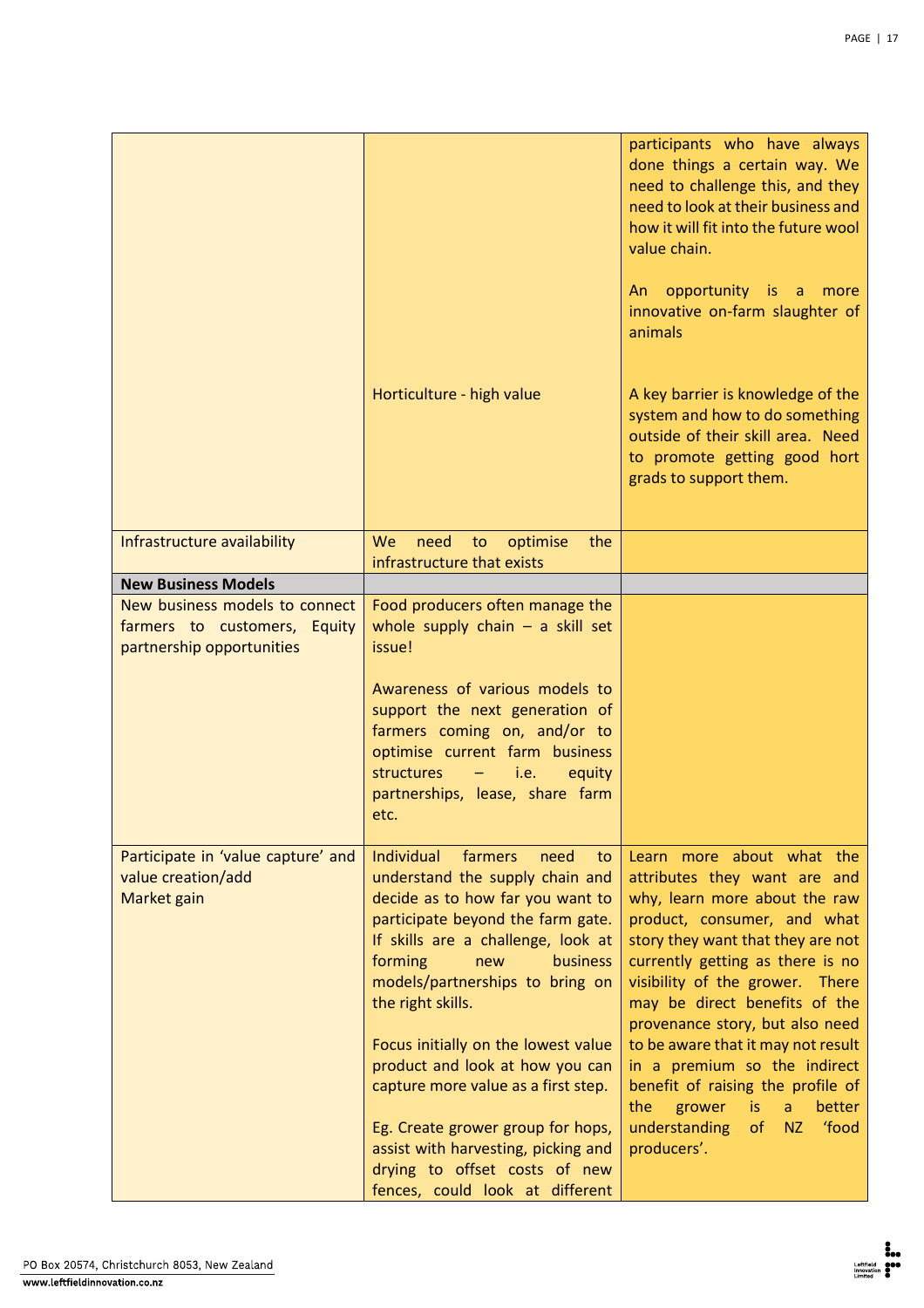| | | |
|---|---|---|
| | | participants who have always done things a certain way. We need to challenge this, and they need to look at their business and how it will fit into the future wool value chain.<br><br>An opportunity is a more innovative on-farm slaughter of animals |
| | Horticulture - high value | A key barrier is knowledge of the system and how to do something outside of their skill area. Need to promote getting good hort grads to support them. |
| Infrastructure availability | We need to optimise the infrastructure that exists | |
| **New Business Models** | | |
| New business models to connect farmers to customers, Equity partnership opportunities | Food producers often manage the whole supply chain – a skill set issue!<br><br>Awareness of various models to support the next generation of farmers coming on, and/or to optimise current farm business structures – i.e. equity partnerships, lease, share farm etc. | |
| Participate in 'value capture' and value creation/add<br>Market gain | Individual farmers need to understand the supply chain and decide as to how far you want to participate beyond the farm gate. If skills are a challenge, look at forming new business models/partnerships to bring on the right skills.<br><br>Focus initially on the lowest value product and look at how you can capture more value as a first step.<br><br>Eg. Create grower group for hops, assist with harvesting, picking and drying to offset costs of new fences, could look at different | Learn more about what the attributes they want are and why, learn more about the raw product, consumer, and what story they want that they are not currently getting as there is no visibility of the grower. There may be direct benefits of the provenance story, but also need to be aware that it may not result in a premium so the indirect benefit of raising the profile of the grower is a better understanding of NZ 'food producers'. |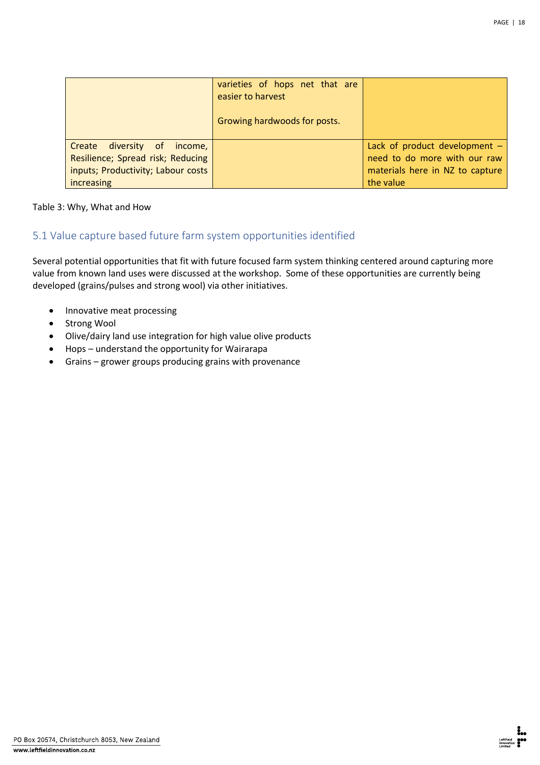| | | |
|---|---|---|
| | varieties of hops net that are easier to harvest<br><br>Growing hardwoods for posts. | |
| Create diversity of income, Resilience; Spread risk; Reducing inputs; Productivity; Labour costs increasing | | Lack of product development – need to do more with our raw materials here in NZ to capture the value |

Table 3: Why, What and How

## 5.1 Value capture based future farm system opportunities identified

Several potential opportunities that fit with future focused farm system thinking centered around capturing more value from known land uses were discussed at the workshop. Some of these opportunities are currently being developed (grains/pulses and strong wool) via other initiatives.

- Innovative meat processing
- Strong Wool
- Olive/dairy land use integration for high value olive products
- Hops – understand the opportunity for Wairarapa
- Grains – grower groups producing grains with provenance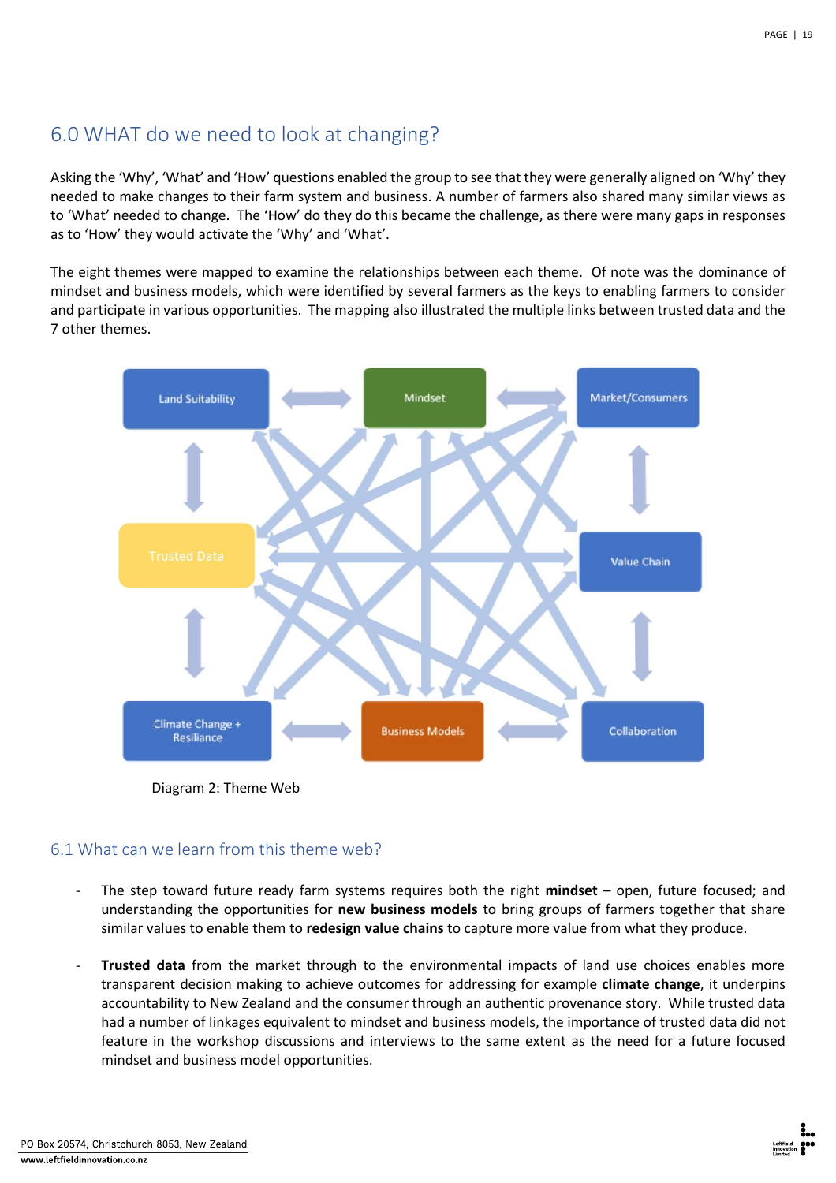## 6.0 WHAT do we need to look at changing?

Asking the 'Why', 'What' and 'How' questions enabled the group to see that they were generally aligned on 'Why' they needed to make changes to their farm system and business. A number of farmers also shared many similar views as to 'What' needed to change. The 'How' do they do this became the challenge, as there were many gaps in responses as to 'How' they would activate the 'Why' and 'What'.

The eight themes were mapped to examine the relationships between each theme. Of note was the dominance of mindset and business models, which were identified by several farmers as the keys to enabling farmers to consider and participate in various opportunities. The mapping also illustrated the multiple links between trusted data and the 7 other themes.

Land Suitability | Mindset | Market/Consumers | Trusted Data | Value Chain | Climate Change + Resiliance | Business Models | Collaboration

Diagram 2: Theme Web

### 6.1 What can we learn from this theme web?

- The step toward future ready farm systems requires both the right **mindset** – open, future focused; and understanding the opportunities for **new business models** to bring groups of farmers together that share similar values to enable them to **redesign value chains** to capture more value from what they produce.
- **Trusted data** from the market through to the environmental impacts of land use choices enables more transparent decision making to achieve outcomes for addressing for example **climate change**, it underpins accountability to New Zealand and the consumer through an authentic provenance story. While trusted data had a number of linkages equivalent to mindset and business models, the importance of trusted data did not feature in the workshop discussions and interviews to the same extent as the need for a future focused mindset and business model opportunities.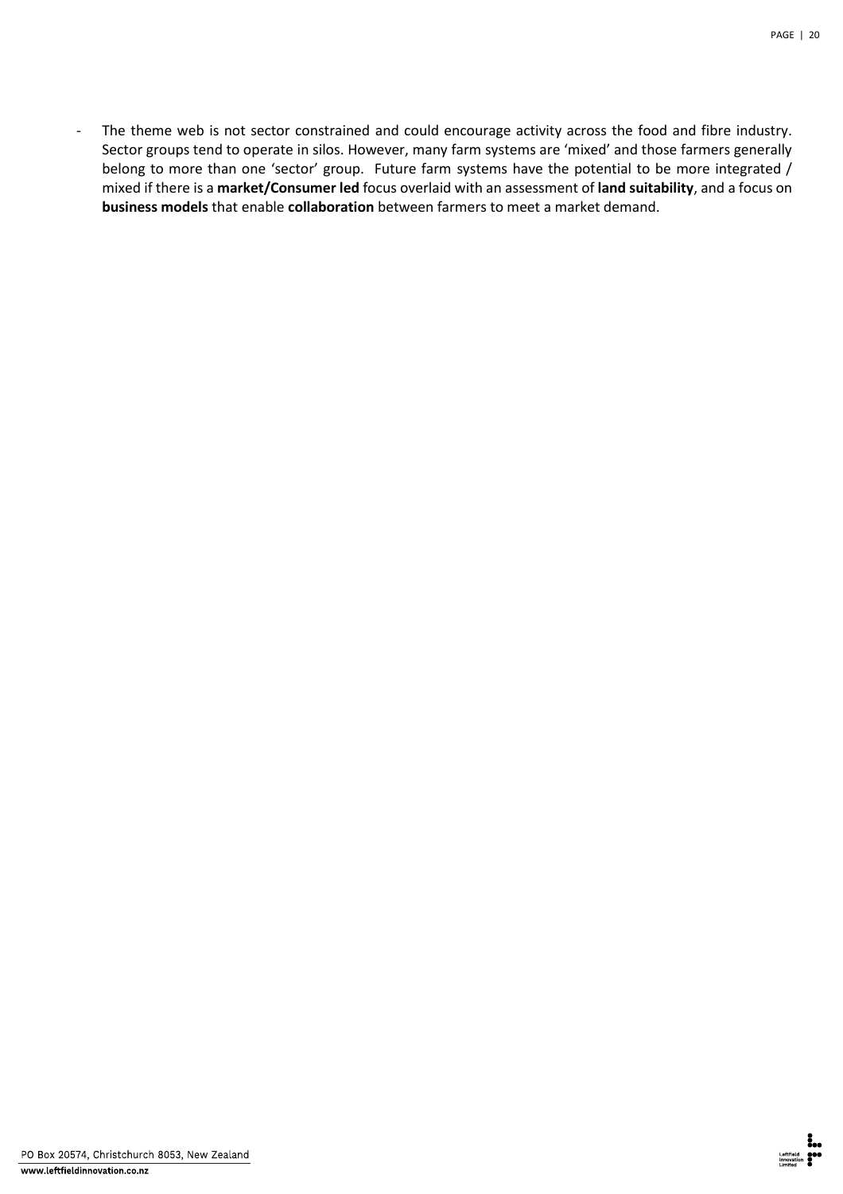- The theme web is not sector constrained and could encourage activity across the food and fibre industry. Sector groups tend to operate in silos. However, many farm systems are 'mixed' and those farmers generally belong to more than one 'sector' group. Future farm systems have the potential to be more integrated / mixed if there is a **market/Consumer led** focus overlaid with an assessment of **land suitability**, and a focus on **business models** that enable **collaboration** between farmers to meet a market demand.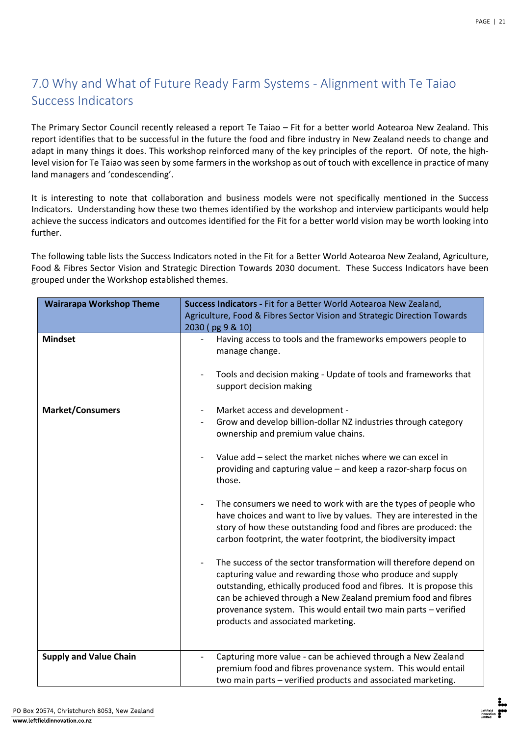## 7.0 Why and What of Future Ready Farm Systems - Alignment with Te Taiao Success Indicators

The Primary Sector Council recently released a report Te Taiao – Fit for a better world Aotearoa New Zealand. This report identifies that to be successful in the future the food and fibre industry in New Zealand needs to change and adapt in many things it does. This workshop reinforced many of the key principles of the report. Of note, the high-level vision for Te Taiao was seen by some farmers in the workshop as out of touch with excellence in practice of many land managers and 'condescending'.

It is interesting to note that collaboration and business models were not specifically mentioned in the Success Indicators. Understanding how these two themes identified by the workshop and interview participants would help achieve the success indicators and outcomes identified for the Fit for a better world vision may be worth looking into further.

The following table lists the Success Indicators noted in the Fit for a Better World Aotearoa New Zealand, Agriculture, Food & Fibres Sector Vision and Strategic Direction Towards 2030 document. These Success Indicators have been grouped under the Workshop established themes.

| Wairarapa Workshop Theme | **Success Indicators -** Fit for a Better World Aotearoa New Zealand, Agriculture, Food & Fibres Sector Vision and Strategic Direction Towards 2030 ( pg 9 & 10) |
|---|---|
| **Mindset** | - Having access to tools and the frameworks empowers people to manage change.<br><br>- Tools and decision making - Update of tools and frameworks that support decision making |
| **Market/Consumers** | - Market access and development -<br>- Grow and develop billion-dollar NZ industries through category ownership and premium value chains.<br><br>- Value add – select the market niches where we can excel in providing and capturing value – and keep a razor-sharp focus on those.<br><br>- The consumers we need to work with are the types of people who have choices and want to live by values. They are interested in the story of how these outstanding food and fibres are produced: the carbon footprint, the water footprint, the biodiversity impact<br><br>- The success of the sector transformation will therefore depend on capturing value and rewarding those who produce and supply outstanding, ethically produced food and fibres. It is propose this can be achieved through a New Zealand premium food and fibres provenance system. This would entail two main parts – verified products and associated marketing. |
| **Supply and Value Chain** | - Capturing more value - can be achieved through a New Zealand premium food and fibres provenance system. This would entail two main parts – verified products and associated marketing. |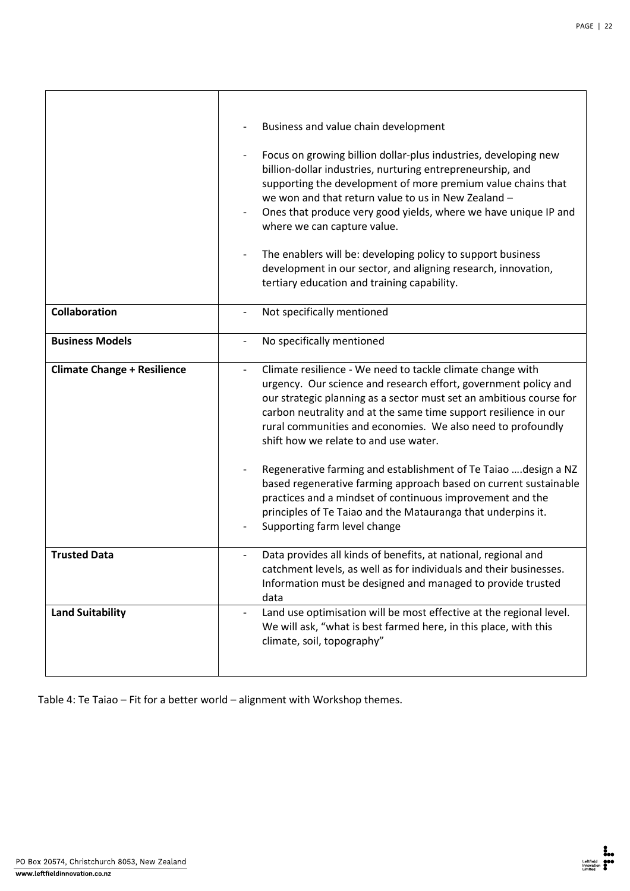| | |
|---|---|
| | - Business and value chain development<br>- Focus on growing billion dollar-plus industries, developing new billion-dollar industries, nurturing entrepreneurship, and supporting the development of more premium value chains that we won and that return value to us in New Zealand –<br>- Ones that produce very good yields, where we have unique IP and where we can capture value.<br>- The enablers will be: developing policy to support business development in our sector, and aligning research, innovation, tertiary education and training capability. |
| **Collaboration** | - Not specifically mentioned |
| **Business Models** | - No specifically mentioned |
| **Climate Change + Resilience** | - Climate resilience - We need to tackle climate change with urgency. Our science and research effort, government policy and our strategic planning as a sector must set an ambitious course for carbon neutrality and at the same time support resilience in our rural communities and economies. We also need to profoundly shift how we relate to and use water.<br>- Regenerative farming and establishment of Te Taiao ….design a NZ based regenerative farming approach based on current sustainable practices and a mindset of continuous improvement and the principles of Te Taiao and the Matauranga that underpins it.<br>- Supporting farm level change |
| **Trusted Data** | - Data provides all kinds of benefits, at national, regional and catchment levels, as well as for individuals and their businesses. Information must be designed and managed to provide trusted data |
| **Land Suitability** | - Land use optimisation will be most effective at the regional level. We will ask, "what is best farmed here, in this place, with this climate, soil, topography" |

Table 4: Te Taiao – Fit for a better world – alignment with Workshop themes.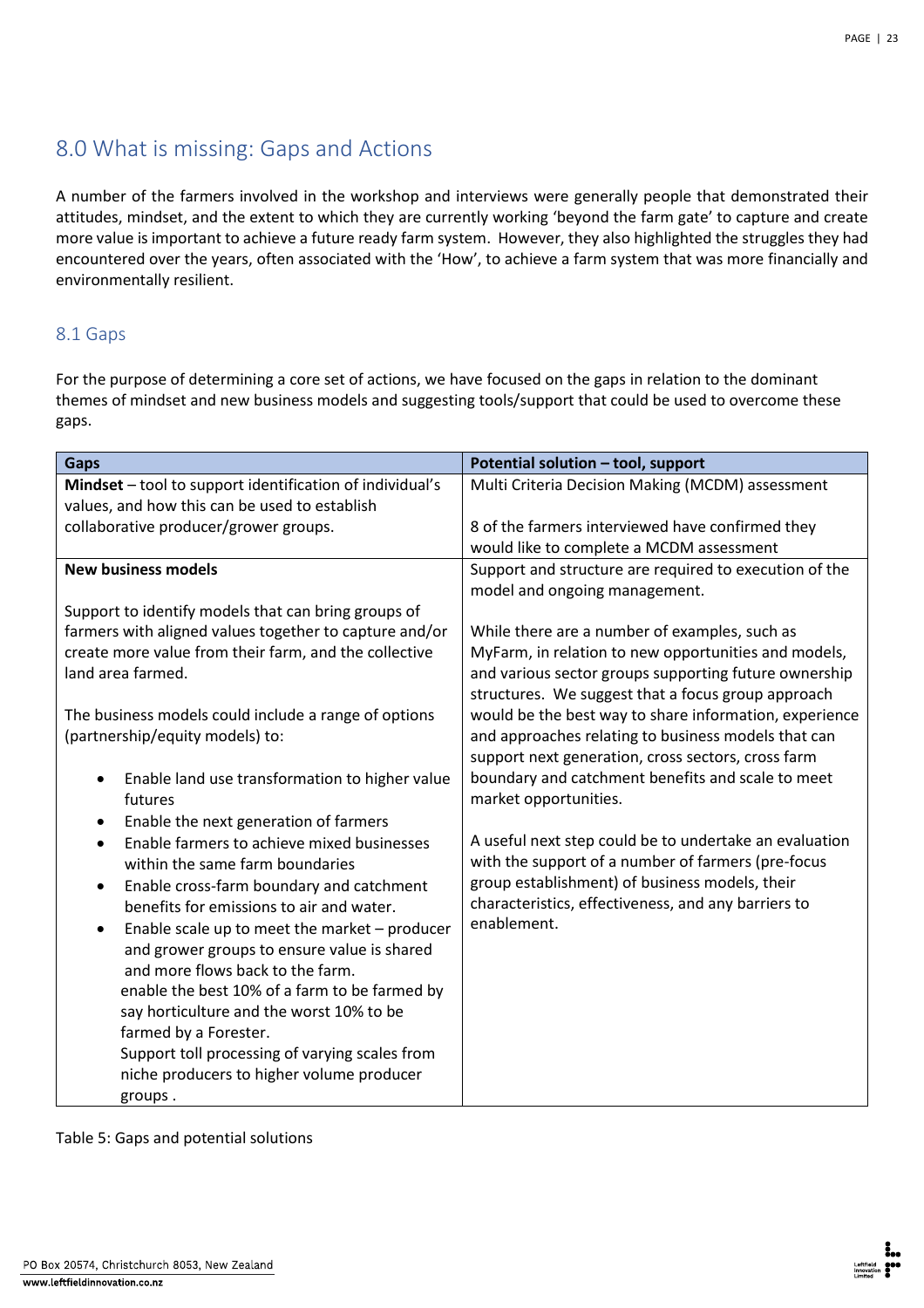## 8.0 What is missing: Gaps and Actions

A number of the farmers involved in the workshop and interviews were generally people that demonstrated their attitudes, mindset, and the extent to which they are currently working 'beyond the farm gate' to capture and create more value is important to achieve a future ready farm system. However, they also highlighted the struggles they had encountered over the years, often associated with the 'How', to achieve a farm system that was more financially and environmentally resilient.

### 8.1 Gaps

For the purpose of determining a core set of actions, we have focused on the gaps in relation to the dominant themes of mindset and new business models and suggesting tools/support that could be used to overcome these gaps.

| Gaps | Potential solution – tool, support |
|---|---|
| **Mindset** – tool to support identification of individual's values, and how this can be used to establish collaborative producer/grower groups. | Multi Criteria Decision Making (MCDM) assessment<br><br>8 of the farmers interviewed have confirmed they would like to complete a MCDM assessment |
| **New business models**<br><br>Support to identify models that can bring groups of farmers with aligned values together to capture and/or create more value from their farm, and the collective land area farmed.<br><br>The business models could include a range of options (partnership/equity models) to:<br><br>• Enable land use transformation to higher value futures<br>• Enable the next generation of farmers<br>• Enable farmers to achieve mixed businesses within the same farm boundaries<br>• Enable cross-farm boundary and catchment benefits for emissions to air and water.<br>• Enable scale up to meet the market – producer and grower groups to ensure value is shared and more flows back to the farm.<br>enable the best 10% of a farm to be farmed by say horticulture and the worst 10% to be farmed by a Forester.<br>Support toll processing of varying scales from niche producers to higher volume producer groups . | Support and structure are required to execution of the model and ongoing management.<br><br>While there are a number of examples, such as MyFarm, in relation to new opportunities and models, and various sector groups supporting future ownership structures. We suggest that a focus group approach would be the best way to share information, experience and approaches relating to business models that can support next generation, cross sectors, cross farm boundary and catchment benefits and scale to meet market opportunities.<br><br>A useful next step could be to undertake an evaluation with the support of a number of farmers (pre-focus group establishment) of business models, their characteristics, effectiveness, and any barriers to enablement. |

Table 5: Gaps and potential solutions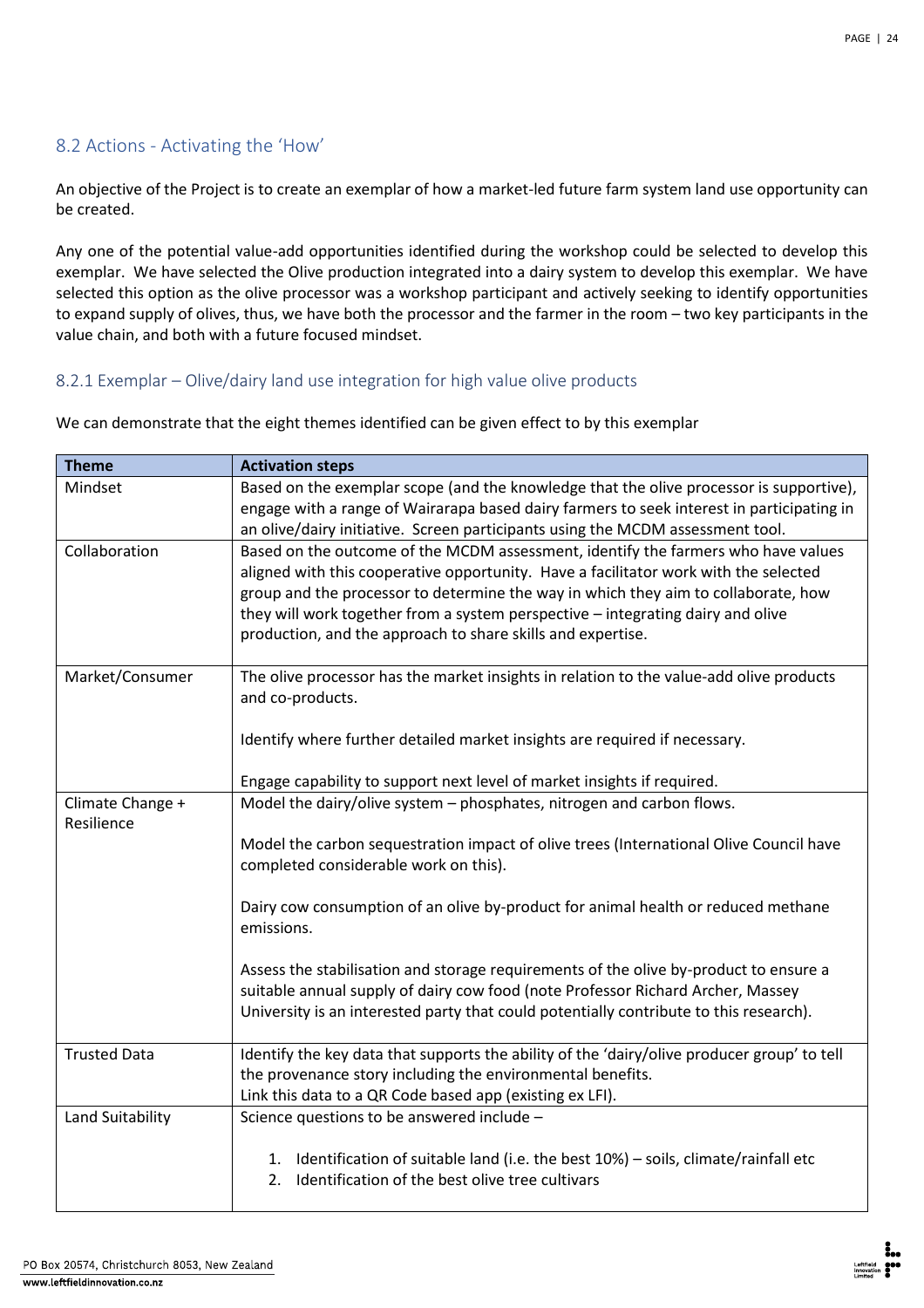## 8.2 Actions - Activating the 'How'

An objective of the Project is to create an exemplar of how a market-led future farm system land use opportunity can be created.

Any one of the potential value-add opportunities identified during the workshop could be selected to develop this exemplar. We have selected the Olive production integrated into a dairy system to develop this exemplar. We have selected this option as the olive processor was a workshop participant and actively seeking to identify opportunities to expand supply of olives, thus, we have both the processor and the farmer in the room – two key participants in the value chain, and both with a future focused mindset.

### 8.2.1 Exemplar – Olive/dairy land use integration for high value olive products

We can demonstrate that the eight themes identified can be given effect to by this exemplar

| Theme | Activation steps |
|---|---|
| Mindset | Based on the exemplar scope (and the knowledge that the olive processor is supportive), engage with a range of Wairarapa based dairy farmers to seek interest in participating in an olive/dairy initiative. Screen participants using the MCDM assessment tool. |
| Collaboration | Based on the outcome of the MCDM assessment, identify the farmers who have values aligned with this cooperative opportunity. Have a facilitator work with the selected group and the processor to determine the way in which they aim to collaborate, how they will work together from a system perspective – integrating dairy and olive production, and the approach to share skills and expertise. |
| Market/Consumer | The olive processor has the market insights in relation to the value-add olive products and co-products.<br><br>Identify where further detailed market insights are required if necessary.<br><br>Engage capability to support next level of market insights if required. |
| Climate Change + Resilience | Model the dairy/olive system – phosphates, nitrogen and carbon flows.<br><br>Model the carbon sequestration impact of olive trees (International Olive Council have completed considerable work on this).<br><br>Dairy cow consumption of an olive by-product for animal health or reduced methane emissions.<br><br>Assess the stabilisation and storage requirements of the olive by-product to ensure a suitable annual supply of dairy cow food (note Professor Richard Archer, Massey University is an interested party that could potentially contribute to this research). |
| Trusted Data | Identify the key data that supports the ability of the 'dairy/olive producer group' to tell the provenance story including the environmental benefits.<br>Link this data to a QR Code based app (existing ex LFI). |
| Land Suitability | Science questions to be answered include –<br><br>1. Identification of suitable land (i.e. the best 10%) – soils, climate/rainfall etc<br>2. Identification of the best olive tree cultivars |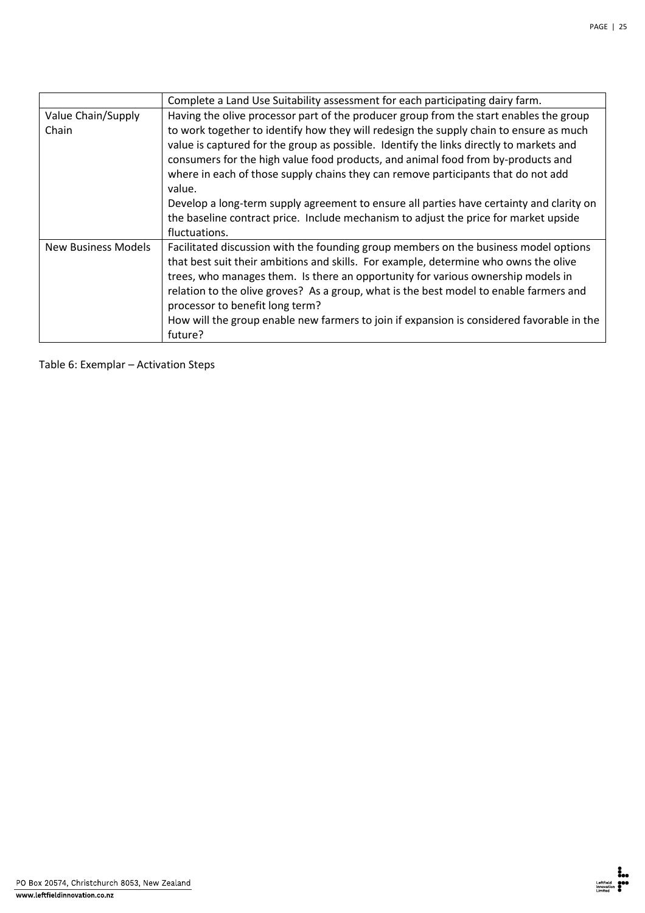| | |
|---|---|
| | Complete a Land Use Suitability assessment for each participating dairy farm. |
| Value Chain/Supply Chain | Having the olive processor part of the producer group from the start enables the group to work together to identify how they will redesign the supply chain to ensure as much value is captured for the group as possible. Identify the links directly to markets and consumers for the high value food products, and animal food from by-products and where in each of those supply chains they can remove participants that do not add value.<br>Develop a long-term supply agreement to ensure all parties have certainty and clarity on the baseline contract price. Include mechanism to adjust the price for market upside fluctuations. |
| New Business Models | Facilitated discussion with the founding group members on the business model options that best suit their ambitions and skills. For example, determine who owns the olive trees, who manages them. Is there an opportunity for various ownership models in relation to the olive groves? As a group, what is the best model to enable farmers and processor to benefit long term?<br>How will the group enable new farmers to join if expansion is considered favorable in the future? |

Table 6: Exemplar – Activation Steps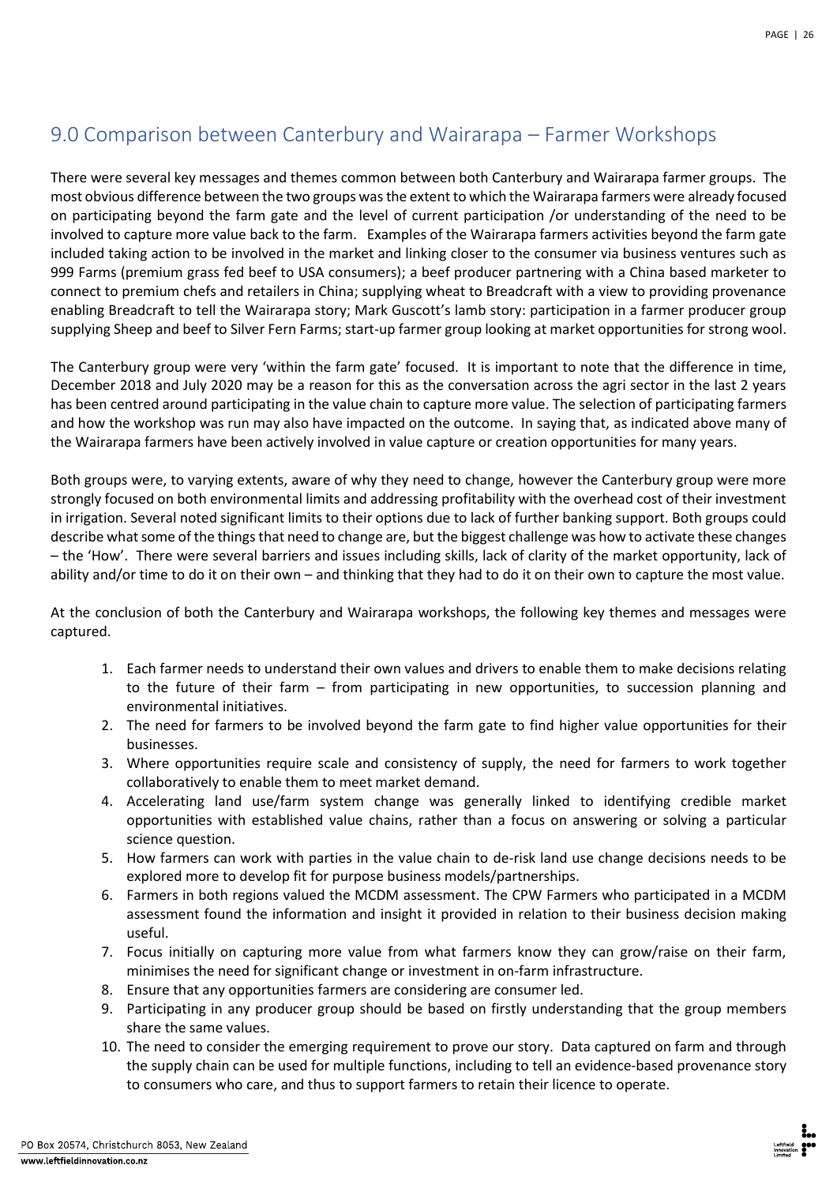## 9.0 Comparison between Canterbury and Wairarapa – Farmer Workshops

There were several key messages and themes common between both Canterbury and Wairarapa farmer groups. The most obvious difference between the two groups was the extent to which the Wairarapa farmers were already focused on participating beyond the farm gate and the level of current participation /or understanding of the need to be involved to capture more value back to the farm. Examples of the Wairarapa farmers activities beyond the farm gate included taking action to be involved in the market and linking closer to the consumer via business ventures such as 999 Farms (premium grass fed beef to USA consumers); a beef producer partnering with a China based marketer to connect to premium chefs and retailers in China; supplying wheat to Breadcraft with a view to providing provenance enabling Breadcraft to tell the Wairarapa story; Mark Guscott's lamb story: participation in a farmer producer group supplying Sheep and beef to Silver Fern Farms; start-up farmer group looking at market opportunities for strong wool.

The Canterbury group were very 'within the farm gate' focused. It is important to note that the difference in time, December 2018 and July 2020 may be a reason for this as the conversation across the agri sector in the last 2 years has been centred around participating in the value chain to capture more value. The selection of participating farmers and how the workshop was run may also have impacted on the outcome. In saying that, as indicated above many of the Wairarapa farmers have been actively involved in value capture or creation opportunities for many years.

Both groups were, to varying extents, aware of why they need to change, however the Canterbury group were more strongly focused on both environmental limits and addressing profitability with the overhead cost of their investment in irrigation. Several noted significant limits to their options due to lack of further banking support. Both groups could describe what some of the things that need to change are, but the biggest challenge was how to activate these changes – the 'How'. There were several barriers and issues including skills, lack of clarity of the market opportunity, lack of ability and/or time to do it on their own – and thinking that they had to do it on their own to capture the most value.

At the conclusion of both the Canterbury and Wairarapa workshops, the following key themes and messages were captured.

1. Each farmer needs to understand their own values and drivers to enable them to make decisions relating to the future of their farm – from participating in new opportunities, to succession planning and environmental initiatives.
2. The need for farmers to be involved beyond the farm gate to find higher value opportunities for their businesses.
3. Where opportunities require scale and consistency of supply, the need for farmers to work together collaboratively to enable them to meet market demand.
4. Accelerating land use/farm system change was generally linked to identifying credible market opportunities with established value chains, rather than a focus on answering or solving a particular science question.
5. How farmers can work with parties in the value chain to de-risk land use change decisions needs to be explored more to develop fit for purpose business models/partnerships.
6. Farmers in both regions valued the MCDM assessment. The CPW Farmers who participated in a MCDM assessment found the information and insight it provided in relation to their business decision making useful.
7. Focus initially on capturing more value from what farmers know they can grow/raise on their farm, minimises the need for significant change or investment in on-farm infrastructure.
8. Ensure that any opportunities farmers are considering are consumer led.
9. Participating in any producer group should be based on firstly understanding that the group members share the same values.
10. The need to consider the emerging requirement to prove our story. Data captured on farm and through the supply chain can be used for multiple functions, including to tell an evidence-based provenance story to consumers who care, and thus to support farmers to retain their licence to operate.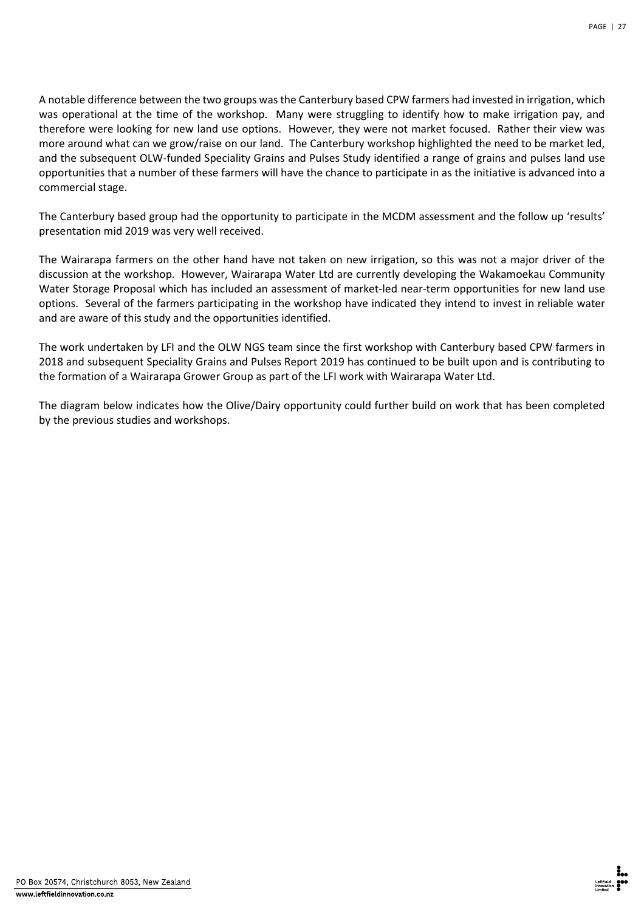A notable difference between the two groups was the Canterbury based CPW farmers had invested in irrigation, which was operational at the time of the workshop. Many were struggling to identify how to make irrigation pay, and therefore were looking for new land use options. However, they were not market focused. Rather their view was more around what can we grow/raise on our land. The Canterbury workshop highlighted the need to be market led, and the subsequent OLW-funded Speciality Grains and Pulses Study identified a range of grains and pulses land use opportunities that a number of these farmers will have the chance to participate in as the initiative is advanced into a commercial stage.

The Canterbury based group had the opportunity to participate in the MCDM assessment and the follow up 'results' presentation mid 2019 was very well received.

The Wairarapa farmers on the other hand have not taken on new irrigation, so this was not a major driver of the discussion at the workshop. However, Wairarapa Water Ltd are currently developing the Wakamoekau Community Water Storage Proposal which has included an assessment of market-led near-term opportunities for new land use options. Several of the farmers participating in the workshop have indicated they intend to invest in reliable water and are aware of this study and the opportunities identified.

The work undertaken by LFI and the OLW NGS team since the first workshop with Canterbury based CPW farmers in 2018 and subsequent Speciality Grains and Pulses Report 2019 has continued to be built upon and is contributing to the formation of a Wairarapa Grower Group as part of the LFI work with Wairarapa Water Ltd.

The diagram below indicates how the Olive/Dairy opportunity could further build on work that has been completed by the previous studies and workshops.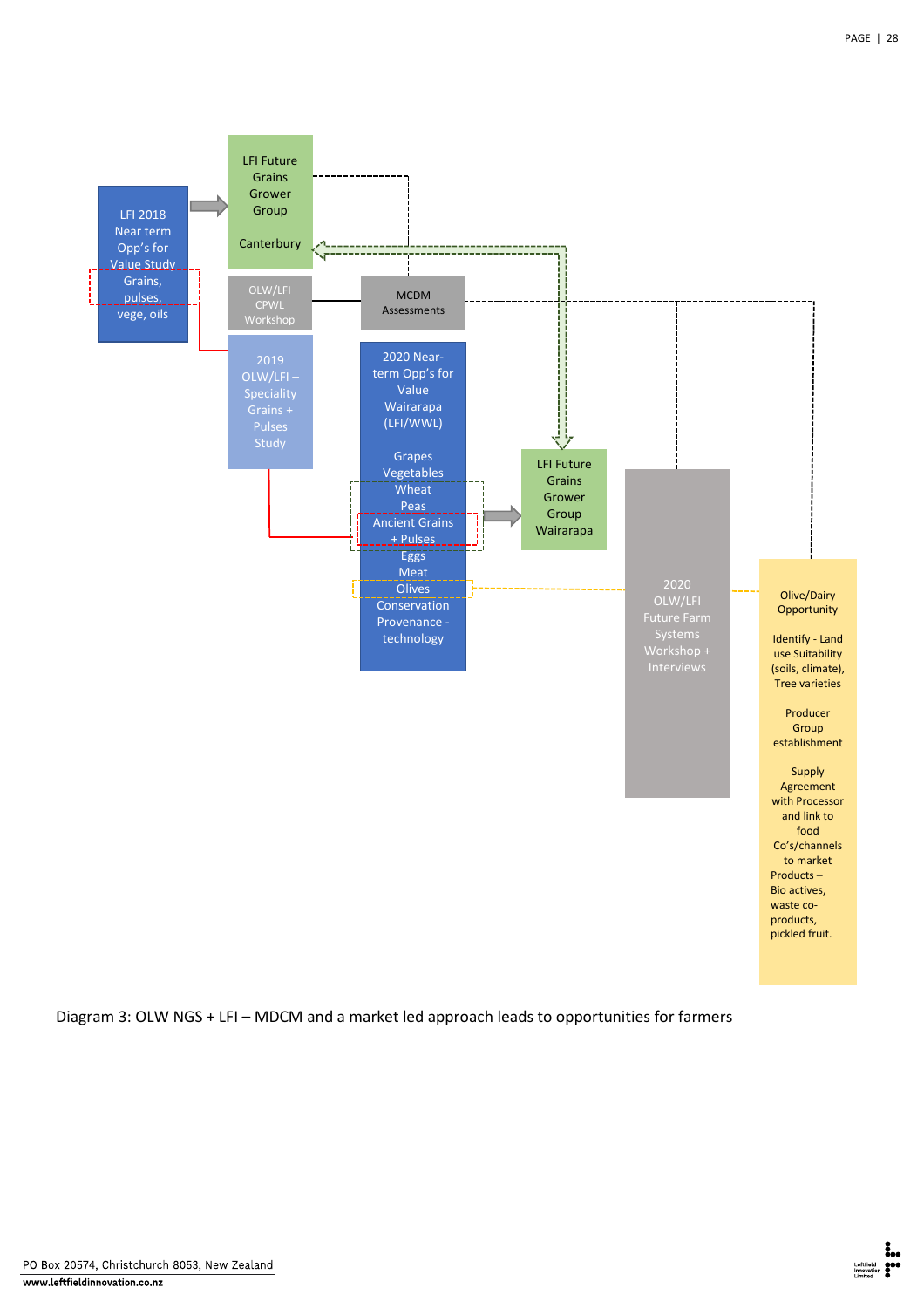LFI 2018 Near term Opp's for Value Study
Grains, pulses, vege, oils

LFI Future Grains Grower Group

Canterbury

OLW/LFI CPWL Workshop

MCDM Assessments

2019 OLW/LFI – Speciality Grains + Pulses Study

2020 Near-term Opp's for Value Wairarapa (LFI/WWL)

Grapes
Vegetables
Wheat
Peas
Ancient Grains + Pulses
Eggs
Meat
Olives
Conservation
Provenance - technology

LFI Future Grains Grower Group Wairarapa

2020 OLW/LFI Future Farm Systems Workshop + Interviews

Olive/Dairy Opportunity

Identify - Land use Suitability (soils, climate), Tree varieties

Producer Group establishment

Supply Agreement with Processor and link to food Co's/channels to market
Products – Bio actives, waste co-products, pickled fruit.

Diagram 3: OLW NGS + LFI – MDCM and a market led approach leads to opportunities for farmers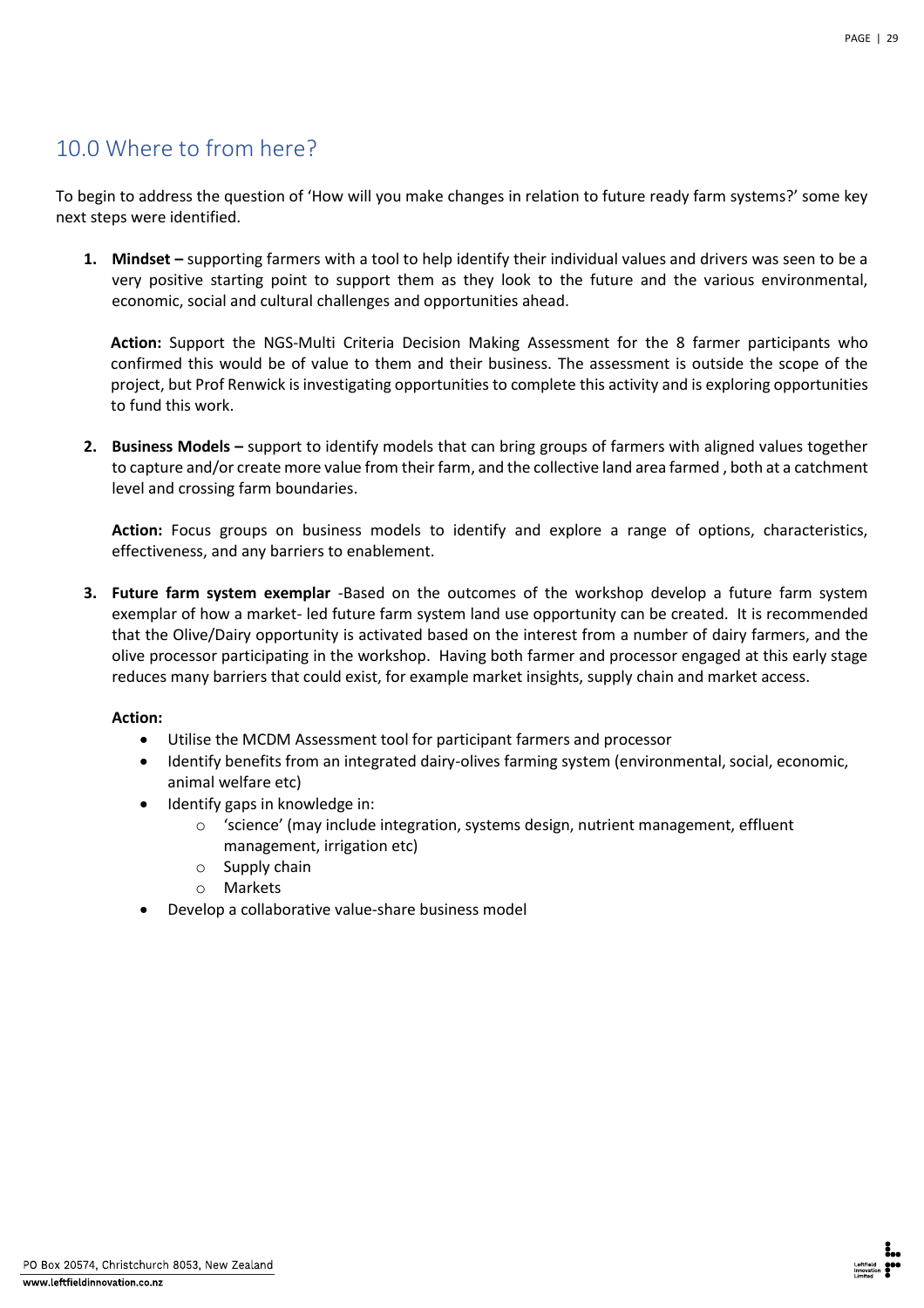## 10.0 Where to from here?

To begin to address the question of 'How will you make changes in relation to future ready farm systems?' some key next steps were identified.

1. **Mindset –** supporting farmers with a tool to help identify their individual values and drivers was seen to be a very positive starting point to support them as they look to the future and the various environmental, economic, social and cultural challenges and opportunities ahead.

   **Action:** Support the NGS-Multi Criteria Decision Making Assessment for the 8 farmer participants who confirmed this would be of value to them and their business. The assessment is outside the scope of the project, but Prof Renwick is investigating opportunities to complete this activity and is exploring opportunities to fund this work.

2. **Business Models –** support to identify models that can bring groups of farmers with aligned values together to capture and/or create more value from their farm, and the collective land area farmed , both at a catchment level and crossing farm boundaries.

   **Action:** Focus groups on business models to identify and explore a range of options, characteristics, effectiveness, and any barriers to enablement.

3. **Future farm system exemplar** -Based on the outcomes of the workshop develop a future farm system exemplar of how a market- led future farm system land use opportunity can be created. It is recommended that the Olive/Dairy opportunity is activated based on the interest from a number of dairy farmers, and the olive processor participating in the workshop. Having both farmer and processor engaged at this early stage reduces many barriers that could exist, for example market insights, supply chain and market access.

   **Action:**
   - Utilise the MCDM Assessment tool for participant farmers and processor
   - Identify benefits from an integrated dairy-olives farming system (environmental, social, economic, animal welfare etc)
   - Identify gaps in knowledge in:
     - 'science' (may include integration, systems design, nutrient management, effluent management, irrigation etc)
     - Supply chain
     - Markets
   - Develop a collaborative value-share business model